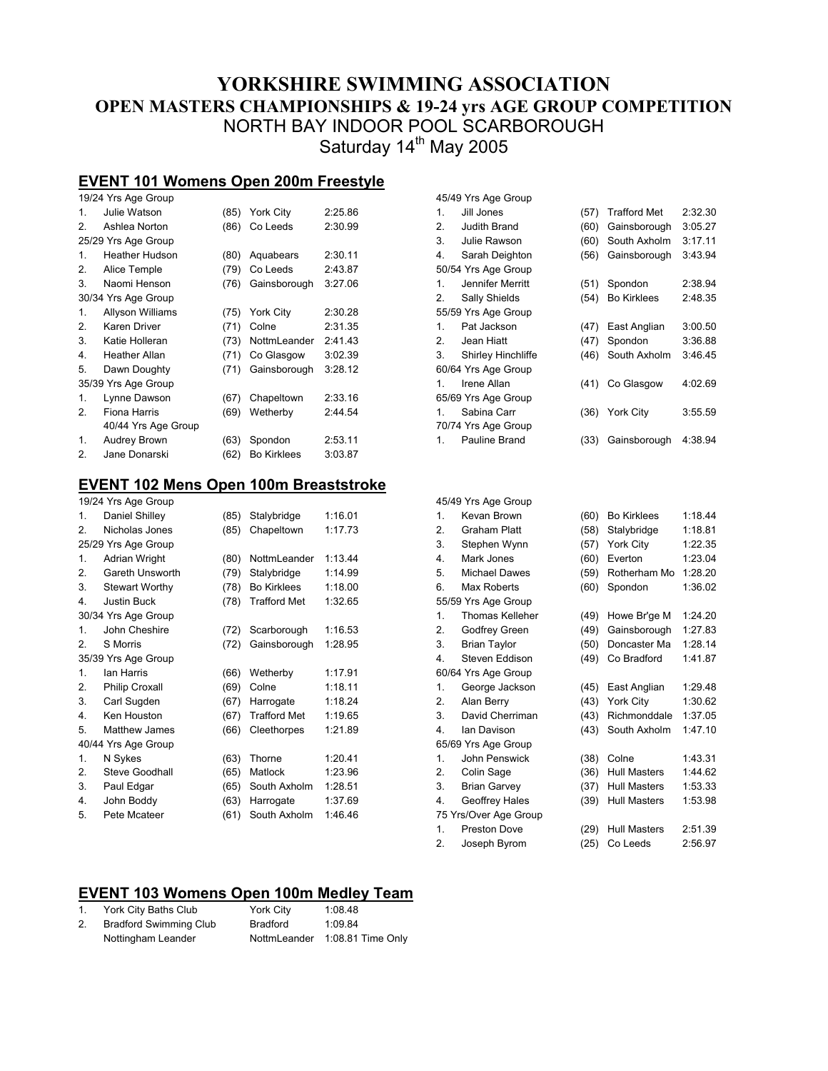# YORKSHIRE SWIMMING ASSOCIATION
## OPEN MASTERS CHAMPIONSHIPS & 19-24 yrs AGE GROUP COMPETITION
### NORTH BAY INDOOR POOL SCARBOROUGH
### Saturday 14th May 2005

## EVENT 101 Womens Open 200m Freestyle

| | | | | |
|---|---|---|---|---|
| 19/24 Yrs Age Group | | | | |
| 1. | Julie Watson | (85) | York City | 2:25.86 |
| 2. | Ashlea Norton | (86) | Co Leeds | 2:30.99 |
| 25/29 Yrs Age Group | | | | |
| 1. | Heather Hudson | (80) | Aquabears | 2:30.11 |
| 2. | Alice Temple | (79) | Co Leeds | 2:43.87 |
| 3. | Naomi Henson | (76) | Gainsborough | 3:27.06 |
| 30/34 Yrs Age Group | | | | |
| 1. | Allyson Williams | (75) | York City | 2:30.28 |
| 2. | Karen Driver | (71) | Colne | 2:31.35 |
| 3. | Katie Holleran | (73) | NottmLeander | 2:41.43 |
| 4. | Heather Allan | (71) | Co Glasgow | 3:02.39 |
| 5. | Dawn Doughty | (71) | Gainsborough | 3:28.12 |
| 35/39 Yrs Age Group | | | | |
| 1. | Lynne Dawson | (67) | Chapeltown | 2:33.16 |
| 2. | Fiona Harris | (69) | Wetherby | 2:44.54 |
| 40/44 Yrs Age Group | | | | |
| 1. | Audrey Brown | (63) | Spondon | 2:53.11 |
| 2. | Jane Donarski | (62) | Bo Kirklees | 3:03.87 |
| 45/49 Yrs Age Group | | | | |
| 1. | Jill Jones | (57) | Trafford Met | 2:32.30 |
| 2. | Judith Brand | (60) | Gainsborough | 3:05.27 |
| 3. | Julie Rawson | (60) | South Axholm | 3:17.11 |
| 4. | Sarah Deighton | (56) | Gainsborough | 3:43.94 |
| 50/54 Yrs Age Group | | | | |
| 1. | Jennifer Merritt | (51) | Spondon | 2:38.94 |
| 2. | Sally Shields | (54) | Bo Kirklees | 2:48.35 |
| 55/59 Yrs Age Group | | | | |
| 1. | Pat Jackson | (47) | East Anglian | 3:00.50 |
| 2. | Jean Hiatt | (47) | Spondon | 3:36.88 |
| 3. | Shirley Hinchliffe | (46) | South Axholm | 3:46.45 |
| 60/64 Yrs Age Group | | | | |
| 1. | Irene Allan | (41) | Co Glasgow | 4:02.69 |
| 65/69 Yrs Age Group | | | | |
| 1. | Sabina Carr | (36) | York City | 3:55.59 |
| 70/74 Yrs Age Group | | | | |
| 1. | Pauline Brand | (33) | Gainsborough | 4:38.94 |

## EVENT 102 Mens Open 100m Breaststroke

| | | | | |
|---|---|---|---|---|
| 19/24 Yrs Age Group | | | | |
| 1. | Daniel Shilley | (85) | Stalybridge | 1:16.01 |
| 2. | Nicholas Jones | (85) | Chapeltown | 1:17.73 |
| 25/29 Yrs Age Group | | | | |
| 1. | Adrian Wright | (80) | NottmLeander | 1:13.44 |
| 2. | Gareth Unsworth | (79) | Stalybridge | 1:14.99 |
| 3. | Stewart Worthy | (78) | Bo Kirklees | 1:18.00 |
| 4. | Justin Buck | (78) | Trafford Met | 1:32.65 |
| 30/34 Yrs Age Group | | | | |
| 1. | John Cheshire | (72) | Scarborough | 1:16.53 |
| 2. | S Morris | (72) | Gainsborough | 1:28.95 |
| 35/39 Yrs Age Group | | | | |
| 1. | Ian Harris | (66) | Wetherby | 1:17.91 |
| 2. | Philip Croxall | (69) | Colne | 1:18.11 |
| 3. | Carl Sugden | (67) | Harrogate | 1:18.24 |
| 4. | Ken Houston | (67) | Trafford Met | 1:19.65 |
| 5. | Matthew James | (66) | Cleethorpes | 1:21.89 |
| 40/44 Yrs Age Group | | | | |
| 1. | N Sykes | (63) | Thorne | 1:20.41 |
| 2. | Steve Goodhall | (65) | Matlock | 1:23.96 |
| 3. | Paul Edgar | (65) | South Axholm | 1:28.51 |
| 4. | John Boddy | (63) | Harrogate | 1:37.69 |
| 5. | Pete Mcateer | (61) | South Axholm | 1:46.46 |
| 45/49 Yrs Age Group | | | | |
| 1. | Kevan Brown | (60) | Bo Kirklees | 1:18.44 |
| 2. | Graham Platt | (58) | Stalybridge | 1:18.81 |
| 3. | Stephen Wynn | (57) | York City | 1:22.35 |
| 4. | Mark Jones | (60) | Everton | 1:23.04 |
| 5. | Michael Dawes | (59) | Rotherham Mo | 1:28.20 |
| 6. | Max Roberts | (60) | Spondon | 1:36.02 |
| 55/59 Yrs Age Group | | | | |
| 1. | Thomas Kelleher | (49) | Howe Br'ge M | 1:24.20 |
| 2. | Godfrey Green | (49) | Gainsborough | 1:27.83 |
| 3. | Brian Taylor | (50) | Doncaster Ma | 1:28.14 |
| 4. | Steven Eddison | (49) | Co Bradford | 1:41.87 |
| 60/64 Yrs Age Group | | | | |
| 1. | George Jackson | (45) | East Anglian | 1:29.48 |
| 2. | Alan Berry | (43) | York City | 1:30.62 |
| 3. | David Cherriman | (43) | Richmonddale | 1:37.05 |
| 4. | Ian Davison | (43) | South Axholm | 1:47.10 |
| 65/69 Yrs Age Group | | | | |
| 1. | John Penswick | (38) | Colne | 1:43.31 |
| 2. | Colin Sage | (36) | Hull Masters | 1:44.62 |
| 3. | Brian Garvey | (37) | Hull Masters | 1:53.33 |
| 4. | Geoffrey Hales | (39) | Hull Masters | 1:53.98 |
| 75 Yrs/Over Age Group | | | | |
| 1. | Preston Dove | (29) | Hull Masters | 2:51.39 |
| 2. | Joseph Byrom | (25) | Co Leeds | 2:56.97 |

## EVENT 103 Womens Open 100m Medley Team

| | | | |
|---|---|---|---|
| 1. | York City Baths Club | York City | 1:08.48 |
| 2. | Bradford Swimming Club | Bradford | 1:09.84 |
| | Nottingham Leander | NottmLeander | 1:08.81 Time Only |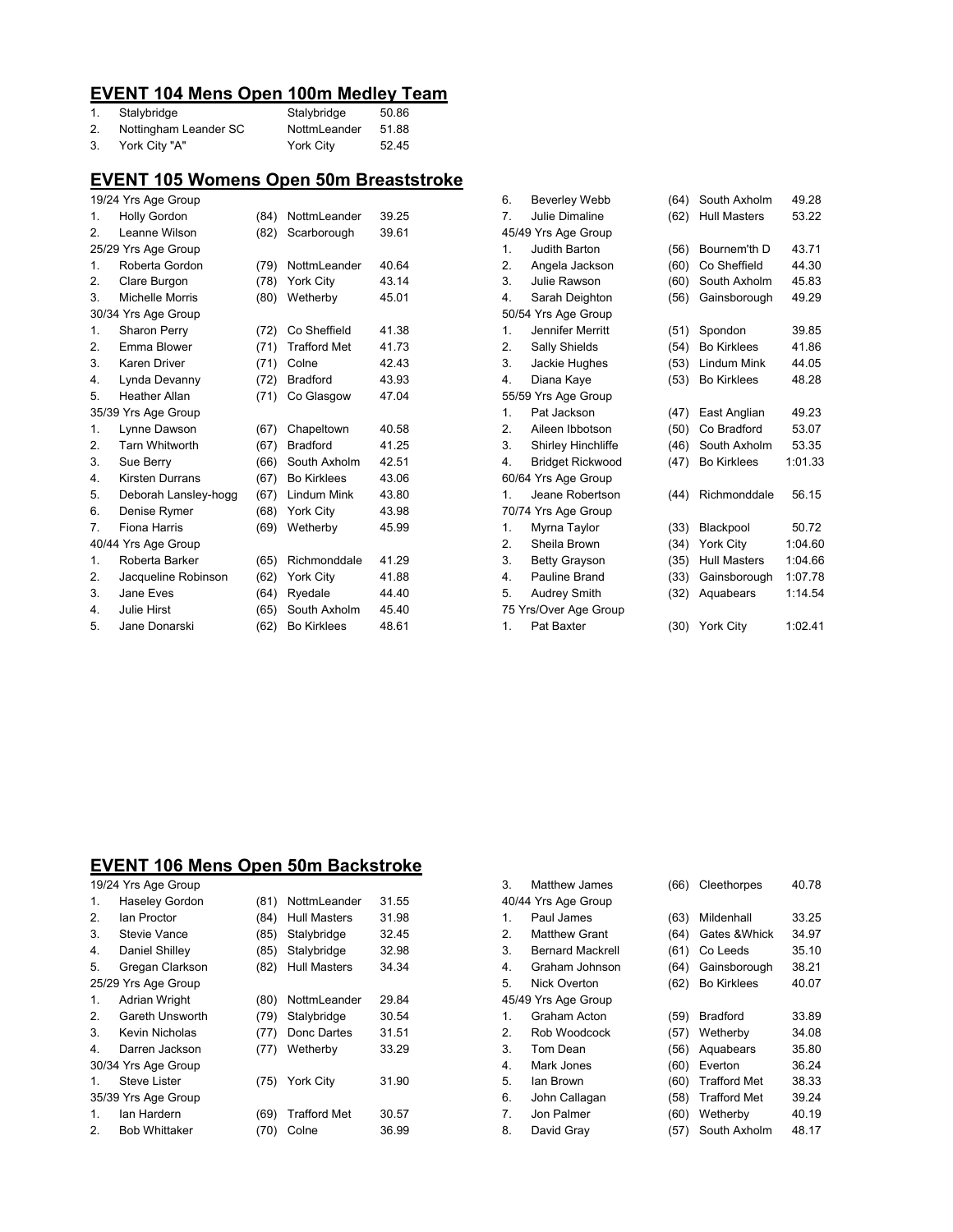## EVENT 104 Mens Open 100m Medley Team

| | | | |
|---|---|---|---|
| 1. | Stalybridge | Stalybridge | 50.86 |
| 2. | Nottingham Leander SC | NottmLeander | 51.88 |
| 3. | York City "A" | York City | 52.45 |

## EVENT 105 Womens Open 50m Breaststroke

| | | | | |
|---|---|---|---|---|
| 19/24 Yrs Age Group | | | | |
| 1. | Holly Gordon | (84) | NottmLeander | 39.25 |
| 2. | Leanne Wilson | (82) | Scarborough | 39.61 |
| 25/29 Yrs Age Group | | | | |
| 1. | Roberta Gordon | (79) | NottmLeander | 40.64 |
| 2. | Clare Burgon | (78) | York City | 43.14 |
| 3. | Michelle Morris | (80) | Wetherby | 45.01 |
| 30/34 Yrs Age Group | | | | |
| 1. | Sharon Perry | (72) | Co Sheffield | 41.38 |
| 2. | Emma Blower | (71) | Trafford Met | 41.73 |
| 3. | Karen Driver | (71) | Colne | 42.43 |
| 4. | Lynda Devanny | (72) | Bradford | 43.93 |
| 5. | Heather Allan | (71) | Co Glasgow | 47.04 |
| 35/39 Yrs Age Group | | | | |
| 1. | Lynne Dawson | (67) | Chapeltown | 40.58 |
| 2. | Tarn Whitworth | (67) | Bradford | 41.25 |
| 3. | Sue Berry | (66) | South Axholm | 42.51 |
| 4. | Kirsten Durrans | (67) | Bo Kirklees | 43.06 |
| 5. | Deborah Lansley-hogg | (67) | Lindum Mink | 43.80 |
| 6. | Denise Rymer | (68) | York City | 43.98 |
| 7. | Fiona Harris | (69) | Wetherby | 45.99 |
| 40/44 Yrs Age Group | | | | |
| 1. | Roberta Barker | (65) | Richmonddale | 41.29 |
| 2. | Jacqueline Robinson | (62) | York City | 41.88 |
| 3. | Jane Eves | (64) | Ryedale | 44.40 |
| 4. | Julie Hirst | (65) | South Axholm | 45.40 |
| 5. | Jane Donarski | (62) | Bo Kirklees | 48.61 |
| 6. | Beverley Webb | (64) | South Axholm | 49.28 |
| 7. | Julie Dimaline | (62) | Hull Masters | 53.22 |
| 45/49 Yrs Age Group | | | | |
| 1. | Judith Barton | (56) | Bournem'th D | 43.71 |
| 2. | Angela Jackson | (60) | Co Sheffield | 44.30 |
| 3. | Julie Rawson | (60) | South Axholm | 45.83 |
| 4. | Sarah Deighton | (56) | Gainsborough | 49.29 |
| 50/54 Yrs Age Group | | | | |
| 1. | Jennifer Merritt | (51) | Spondon | 39.85 |
| 2. | Sally Shields | (54) | Bo Kirklees | 41.86 |
| 3. | Jackie Hughes | (53) | Lindum Mink | 44.05 |
| 4. | Diana Kaye | (53) | Bo Kirklees | 48.28 |
| 55/59 Yrs Age Group | | | | |
| 1. | Pat Jackson | (47) | East Anglian | 49.23 |
| 2. | Aileen Ibbotson | (50) | Co Bradford | 53.07 |
| 3. | Shirley Hinchliffe | (46) | South Axholm | 53.35 |
| 4. | Bridget Rickwood | (47) | Bo Kirklees | 1:01.33 |
| 60/64 Yrs Age Group | | | | |
| 1. | Jeane Robertson | (44) | Richmonddale | 56.15 |
| 70/74 Yrs Age Group | | | | |
| 1. | Myrna Taylor | (33) | Blackpool | 50.72 |
| 2. | Sheila Brown | (34) | York City | 1:04.60 |
| 3. | Betty Grayson | (35) | Hull Masters | 1:04.66 |
| 4. | Pauline Brand | (33) | Gainsborough | 1:07.78 |
| 5. | Audrey Smith | (32) | Aquabears | 1:14.54 |
| 75 Yrs/Over Age Group | | | | |
| 1. | Pat Baxter | (30) | York City | 1:02.41 |

## EVENT 106 Mens Open 50m Backstroke

| | | | | |
|---|---|---|---|---|
| 19/24 Yrs Age Group | | | | |
| 1. | Haseley Gordon | (81) | NottmLeander | 31.55 |
| 2. | Ian Proctor | (84) | Hull Masters | 31.98 |
| 3. | Stevie Vance | (85) | Stalybridge | 32.45 |
| 4. | Daniel Shilley | (85) | Stalybridge | 32.98 |
| 5. | Gregan Clarkson | (82) | Hull Masters | 34.34 |
| 25/29 Yrs Age Group | | | | |
| 1. | Adrian Wright | (80) | NottmLeander | 29.84 |
| 2. | Gareth Unsworth | (79) | Stalybridge | 30.54 |
| 3. | Kevin Nicholas | (77) | Donc Dartes | 31.51 |
| 4. | Darren Jackson | (77) | Wetherby | 33.29 |
| 30/34 Yrs Age Group | | | | |
| 1. | Steve Lister | (75) | York City | 31.90 |
| 35/39 Yrs Age Group | | | | |
| 1. | Ian Hardern | (69) | Trafford Met | 30.57 |
| 2. | Bob Whittaker | (70) | Colne | 36.99 |
| 3. | Matthew James | (66) | Cleethorpes | 40.78 |
| 40/44 Yrs Age Group | | | | |
| 1. | Paul James | (63) | Mildenhall | 33.25 |
| 2. | Matthew Grant | (64) | Gates &Whick | 34.97 |
| 3. | Bernard Mackrell | (61) | Co Leeds | 35.10 |
| 4. | Graham Johnson | (64) | Gainsborough | 38.21 |
| 5. | Nick Overton | (62) | Bo Kirklees | 40.07 |
| 45/49 Yrs Age Group | | | | |
| 1. | Graham Acton | (59) | Bradford | 33.89 |
| 2. | Rob Woodcock | (57) | Wetherby | 34.08 |
| 3. | Tom Dean | (56) | Aquabears | 35.80 |
| 4. | Mark Jones | (60) | Everton | 36.24 |
| 5. | Ian Brown | (60) | Trafford Met | 38.33 |
| 6. | John Callagan | (58) | Trafford Met | 39.24 |
| 7. | Jon Palmer | (60) | Wetherby | 40.19 |
| 8. | David Gray | (57) | South Axholm | 48.17 |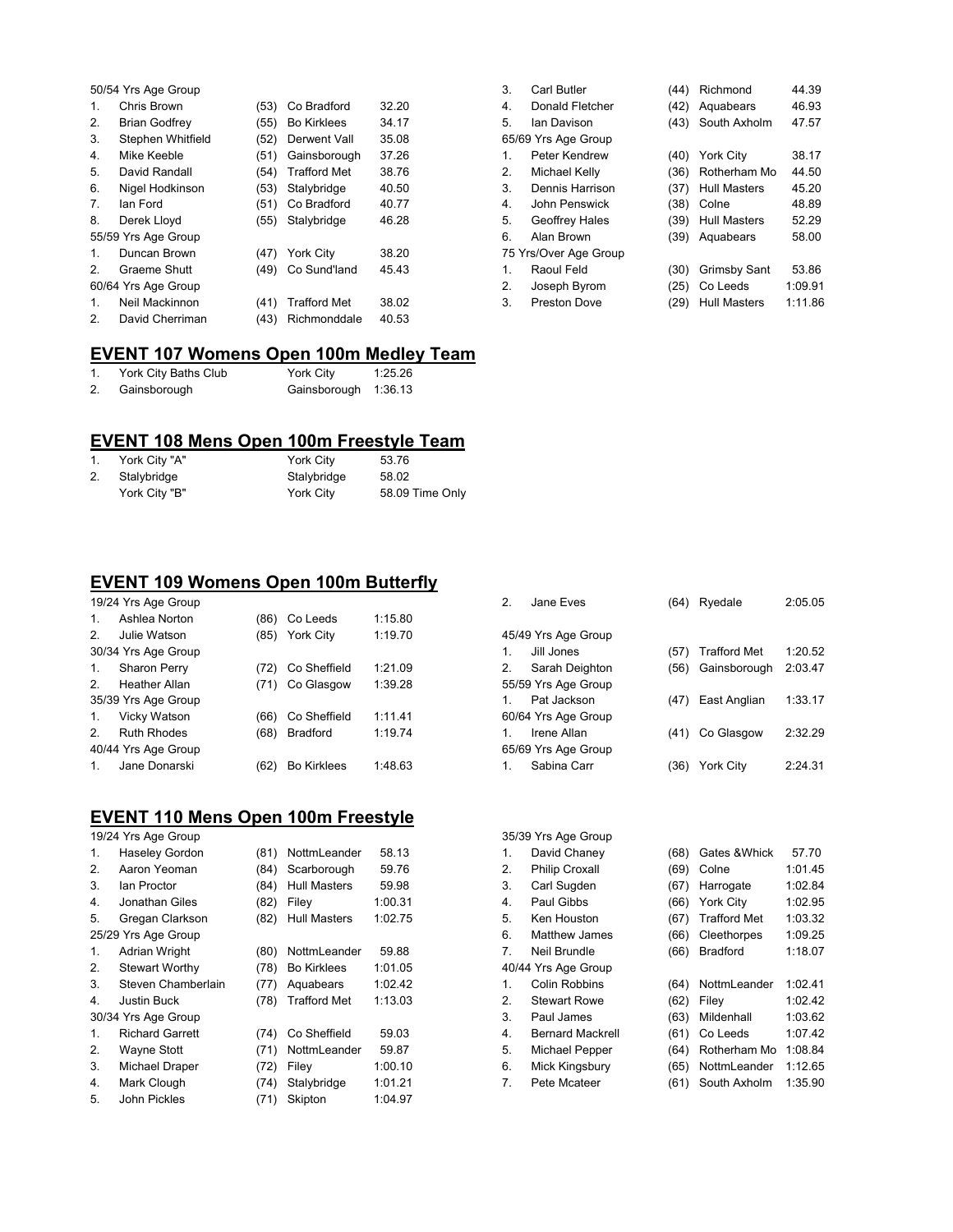50/54 Yrs Age Group

| | | | | |
|---|---|---|---|---|
| 1. | Chris Brown | (53) | Co Bradford | 32.20 |
| 2. | Brian Godfrey | (55) | Bo Kirklees | 34.17 |
| 3. | Stephen Whitfield | (52) | Derwent Vall | 35.08 |
| 4. | Mike Keeble | (51) | Gainsborough | 37.26 |
| 5. | David Randall | (54) | Trafford Met | 38.76 |
| 6. | Nigel Hodkinson | (53) | Stalybridge | 40.50 |
| 7. | Ian Ford | (51) | Co Bradford | 40.77 |
| 8. | Derek Lloyd | (55) | Stalybridge | 46.28 |

55/59 Yrs Age Group

| | | | | |
|---|---|---|---|---|
| 1. | Duncan Brown | (47) | York City | 38.20 |
| 2. | Graeme Shutt | (49) | Co Sund'land | 45.43 |

60/64 Yrs Age Group

| | | | | |
|---|---|---|---|---|
| 1. | Neil Mackinnon | (41) | Trafford Met | 38.02 |
| 2. | David Cherriman | (43) | Richmonddale | 40.53 |
| 3. | Carl Butler | (44) | Richmond | 44.39 |
| 4. | Donald Fletcher | (42) | Aquabears | 46.93 |
| 5. | Ian Davison | (43) | South Axholm | 47.57 |

65/69 Yrs Age Group

| | | | | |
|---|---|---|---|---|
| 1. | Peter Kendrew | (40) | York City | 38.17 |
| 2. | Michael Kelly | (36) | Rotherham Mo | 44.50 |
| 3. | Dennis Harrison | (37) | Hull Masters | 45.20 |
| 4. | John Penswick | (38) | Colne | 48.89 |
| 5. | Geoffrey Hales | (39) | Hull Masters | 52.29 |
| 6. | Alan Brown | (39) | Aquabears | 58.00 |

75 Yrs/Over Age Group

| | | | | |
|---|---|---|---|---|
| 1. | Raoul Feld | (30) | Grimsby Sant | 53.86 |
| 2. | Joseph Byrom | (25) | Co Leeds | 1:09.91 |
| 3. | Preston Dove | (29) | Hull Masters | 1:11.86 |

## EVENT 107 Womens Open 100m Medley Team

| | | | |
|---|---|---|---|
| 1. | York City Baths Club | York City | 1:25.26 |
| 2. | Gainsborough | Gainsborough | 1:36.13 |

## EVENT 108 Mens Open 100m Freestyle Team

| | | | |
|---|---|---|---|
| 1. | York City "A" | York City | 53.76 |
| 2. | Stalybridge | Stalybridge | 58.02 |
| | York City "B" | York City | 58.09 Time Only |

## EVENT 109 Womens Open 100m Butterfly

19/24 Yrs Age Group

| | | | | |
|---|---|---|---|---|
| 1. | Ashlea Norton | (86) | Co Leeds | 1:15.80 |
| 2. | Julie Watson | (85) | York City | 1:19.70 |

30/34 Yrs Age Group

| | | | | |
|---|---|---|---|---|
| 1. | Sharon Perry | (72) | Co Sheffield | 1:21.09 |
| 2. | Heather Allan | (71) | Co Glasgow | 1:39.28 |

35/39 Yrs Age Group

| | | | | |
|---|---|---|---|---|
| 1. | Vicky Watson | (66) | Co Sheffield | 1:11.41 |
| 2. | Ruth Rhodes | (68) | Bradford | 1:19.74 |

40/44 Yrs Age Group

| | | | | |
|---|---|---|---|---|
| 1. | Jane Donarski | (62) | Bo Kirklees | 1:48.63 |
| 2. | Jane Eves | (64) | Ryedale | 2:05.05 |

45/49 Yrs Age Group

| | | | | |
|---|---|---|---|---|
| 1. | Jill Jones | (57) | Trafford Met | 1:20.52 |
| 2. | Sarah Deighton | (56) | Gainsborough | 2:03.47 |

55/59 Yrs Age Group

| | | | | |
|---|---|---|---|---|
| 1. | Pat Jackson | (47) | East Anglian | 1:33.17 |

60/64 Yrs Age Group

| | | | | |
|---|---|---|---|---|
| 1. | Irene Allan | (41) | Co Glasgow | 2:32.29 |

65/69 Yrs Age Group

| | | | | |
|---|---|---|---|---|
| 1. | Sabina Carr | (36) | York City | 2:24.31 |

## EVENT 110 Mens Open 100m Freestyle

19/24 Yrs Age Group

| | | | | |
|---|---|---|---|---|
| 1. | Haseley Gordon | (81) | NottmLeander | 58.13 |
| 2. | Aaron Yeoman | (84) | Scarborough | 59.76 |
| 3. | Ian Proctor | (84) | Hull Masters | 59.98 |
| 4. | Jonathan Giles | (82) | Filey | 1:00.31 |
| 5. | Gregan Clarkson | (82) | Hull Masters | 1:02.75 |

25/29 Yrs Age Group

| | | | | |
|---|---|---|---|---|
| 1. | Adrian Wright | (80) | NottmLeander | 59.88 |
| 2. | Stewart Worthy | (78) | Bo Kirklees | 1:01.05 |
| 3. | Steven Chamberlain | (77) | Aquabears | 1:02.42 |
| 4. | Justin Buck | (78) | Trafford Met | 1:13.03 |

30/34 Yrs Age Group

| | | | | |
|---|---|---|---|---|
| 1. | Richard Garrett | (74) | Co Sheffield | 59.03 |
| 2. | Wayne Stott | (71) | NottmLeander | 59.87 |
| 3. | Michael Draper | (72) | Filey | 1:00.10 |
| 4. | Mark Clough | (74) | Stalybridge | 1:01.21 |
| 5. | John Pickles | (71) | Skipton | 1:04.97 |

35/39 Yrs Age Group

| | | | | |
|---|---|---|---|---|
| 1. | David Chaney | (68) | Gates &Whick | 57.70 |
| 2. | Philip Croxall | (69) | Colne | 1:01.45 |
| 3. | Carl Sugden | (67) | Harrogate | 1:02.84 |
| 4. | Paul Gibbs | (66) | York City | 1:02.95 |
| 5. | Ken Houston | (67) | Trafford Met | 1:03.32 |
| 6. | Matthew James | (66) | Cleethorpes | 1:09.25 |
| 7. | Neil Brundle | (66) | Bradford | 1:18.07 |

40/44 Yrs Age Group

| | | | | |
|---|---|---|---|---|
| 1. | Colin Robbins | (64) | NottmLeander | 1:02.41 |
| 2. | Stewart Rowe | (62) | Filey | 1:02.42 |
| 3. | Paul James | (63) | Mildenhall | 1:03.62 |
| 4. | Bernard Mackrell | (61) | Co Leeds | 1:07.42 |
| 5. | Michael Pepper | (64) | Rotherham Mo | 1:08.84 |
| 6. | Mick Kingsbury | (65) | NottmLeander | 1:12.65 |
| 7. | Pete Mcateer | (61) | South Axholm | 1:35.90 |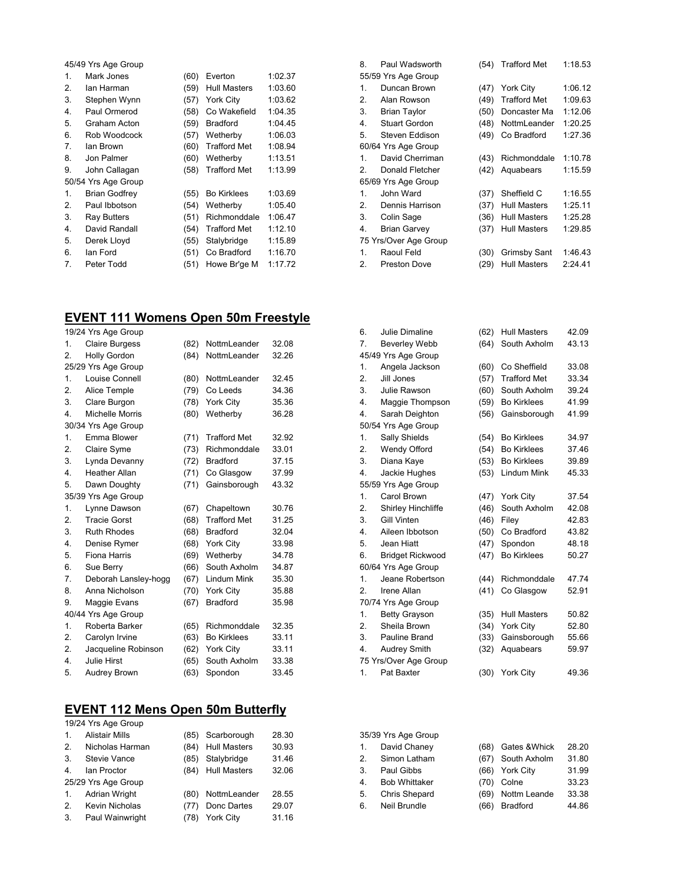45/49 Yrs Age Group

| | | | | |
|---|---|---|---|---|
| 1. | Mark Jones | (60) | Everton | 1:02.37 |
| 2. | Ian Harman | (59) | Hull Masters | 1:03.60 |
| 3. | Stephen Wynn | (57) | York City | 1:03.62 |
| 4. | Paul Ormerod | (58) | Co Wakefield | 1:04.35 |
| 5. | Graham Acton | (59) | Bradford | 1:04.45 |
| 6. | Rob Woodcock | (57) | Wetherby | 1:06.03 |
| 7. | Ian Brown | (60) | Trafford Met | 1:08.94 |
| 8. | Jon Palmer | (60) | Wetherby | 1:13.51 |
| 9. | John Callagan | (58) | Trafford Met | 1:13.99 |

50/54 Yrs Age Group

| | | | | |
|---|---|---|---|---|
| 1. | Brian Godfrey | (55) | Bo Kirklees | 1:03.69 |
| 2. | Paul Ibbotson | (54) | Wetherby | 1:05.40 |
| 3. | Ray Butters | (51) | Richmonddale | 1:06.47 |
| 4. | David Randall | (54) | Trafford Met | 1:12.10 |
| 5. | Derek Lloyd | (55) | Stalybridge | 1:15.89 |
| 6. | Ian Ford | (51) | Co Bradford | 1:16.70 |
| 7. | Peter Todd | (51) | Howe Br'ge M | 1:17.72 |
| 8. | Paul Wadsworth | (54) | Trafford Met | 1:18.53 |

55/59 Yrs Age Group

| | | | | |
|---|---|---|---|---|
| 1. | Duncan Brown | (47) | York City | 1:06.12 |
| 2. | Alan Rowson | (49) | Trafford Met | 1:09.63 |
| 3. | Brian Taylor | (50) | Doncaster Ma | 1:12.06 |
| 4. | Stuart Gordon | (48) | NottmLeander | 1:20.25 |
| 5. | Steven Eddison | (49) | Co Bradford | 1:27.36 |

60/64 Yrs Age Group

| | | | | |
|---|---|---|---|---|
| 1. | David Cherriman | (43) | Richmonddale | 1:10.78 |
| 2. | Donald Fletcher | (42) | Aquabears | 1:15.59 |

65/69 Yrs Age Group

| | | | | |
|---|---|---|---|---|
| 1. | John Ward | (37) | Sheffield C | 1:16.55 |
| 2. | Dennis Harrison | (37) | Hull Masters | 1:25.11 |
| 3. | Colin Sage | (36) | Hull Masters | 1:25.28 |
| 4. | Brian Garvey | (37) | Hull Masters | 1:29.85 |

75 Yrs/Over Age Group

| | | | | |
|---|---|---|---|---|
| 1. | Raoul Feld | (30) | Grimsby Sant | 1:46.43 |
| 2. | Preston Dove | (29) | Hull Masters | 2:24.41 |

## EVENT 111 Womens Open 50m Freestyle

19/24 Yrs Age Group

| | | | | |
|---|---|---|---|---|
| 1. | Claire Burgess | (82) | NottmLeander | 32.08 |
| 2. | Holly Gordon | (84) | NottmLeander | 32.26 |

25/29 Yrs Age Group

| | | | | |
|---|---|---|---|---|
| 1. | Louise Connell | (80) | NottmLeander | 32.45 |
| 2. | Alice Temple | (79) | Co Leeds | 34.36 |
| 3. | Clare Burgon | (78) | York City | 35.36 |
| 4. | Michelle Morris | (80) | Wetherby | 36.28 |

30/34 Yrs Age Group

| | | | | |
|---|---|---|---|---|
| 1. | Emma Blower | (71) | Trafford Met | 32.92 |
| 2. | Claire Syme | (73) | Richmonddale | 33.01 |
| 3. | Lynda Devanny | (72) | Bradford | 37.15 |
| 4. | Heather Allan | (71) | Co Glasgow | 37.99 |
| 5. | Dawn Doughty | (71) | Gainsborough | 43.32 |

35/39 Yrs Age Group

| | | | | |
|---|---|---|---|---|
| 1. | Lynne Dawson | (67) | Chapeltown | 30.76 |
| 2. | Tracie Gorst | (68) | Trafford Met | 31.25 |
| 3. | Ruth Rhodes | (68) | Bradford | 32.04 |
| 4. | Denise Rymer | (68) | York City | 33.98 |
| 5. | Fiona Harris | (69) | Wetherby | 34.78 |
| 6. | Sue Berry | (66) | South Axholm | 34.87 |
| 7. | Deborah Lansley-hogg | (67) | Lindum Mink | 35.30 |
| 8. | Anna Nicholson | (70) | York City | 35.88 |
| 9. | Maggie Evans | (67) | Bradford | 35.98 |

40/44 Yrs Age Group

| | | | | |
|---|---|---|---|---|
| 1. | Roberta Barker | (65) | Richmonddale | 32.35 |
| 2. | Carolyn Irvine | (63) | Bo Kirklees | 33.11 |
| 2. | Jacqueline Robinson | (62) | York City | 33.11 |
| 4. | Julie Hirst | (65) | South Axholm | 33.38 |
| 5. | Audrey Brown | (63) | Spondon | 33.45 |
| 6. | Julie Dimaline | (62) | Hull Masters | 42.09 |
| 7. | Beverley Webb | (64) | South Axholm | 43.13 |

45/49 Yrs Age Group

| | | | | |
|---|---|---|---|---|
| 1. | Angela Jackson | (60) | Co Sheffield | 33.08 |
| 2. | Jill Jones | (57) | Trafford Met | 33.34 |
| 3. | Julie Rawson | (60) | South Axholm | 39.24 |
| 4. | Maggie Thompson | (59) | Bo Kirklees | 41.99 |
| 4. | Sarah Deighton | (56) | Gainsborough | 41.99 |

50/54 Yrs Age Group

| | | | | |
|---|---|---|---|---|
| 1. | Sally Shields | (54) | Bo Kirklees | 34.97 |
| 2. | Wendy Offord | (54) | Bo Kirklees | 37.46 |
| 3. | Diana Kaye | (53) | Bo Kirklees | 39.89 |
| 4. | Jackie Hughes | (53) | Lindum Mink | 45.33 |

55/59 Yrs Age Group

| | | | | |
|---|---|---|---|---|
| 1. | Carol Brown | (47) | York City | 37.54 |
| 2. | Shirley Hinchliffe | (46) | South Axholm | 42.08 |
| 3. | Gill Vinten | (46) | Filey | 42.83 |
| 4. | Aileen Ibbotson | (50) | Co Bradford | 43.82 |
| 5. | Jean Hiatt | (47) | Spondon | 48.18 |
| 6. | Bridget Rickwood | (47) | Bo Kirklees | 50.27 |

60/64 Yrs Age Group

| | | | | |
|---|---|---|---|---|
| 1. | Jeane Robertson | (44) | Richmonddale | 47.74 |
| 2. | Irene Allan | (41) | Co Glasgow | 52.91 |

70/74 Yrs Age Group

| | | | | |
|---|---|---|---|---|
| 1. | Betty Grayson | (35) | Hull Masters | 50.82 |
| 2. | Sheila Brown | (34) | York City | 52.80 |
| 3. | Pauline Brand | (33) | Gainsborough | 55.66 |
| 4. | Audrey Smith | (32) | Aquabears | 59.97 |

75 Yrs/Over Age Group

| | | | | |
|---|---|---|---|---|
| 1. | Pat Baxter | (30) | York City | 49.36 |

## EVENT 112 Mens Open 50m Butterfly

19/24 Yrs Age Group

| | | | | |
|---|---|---|---|---|
| 1. | Alistair Mills | (85) | Scarborough | 28.30 |
| 2. | Nicholas Harman | (84) | Hull Masters | 30.93 |
| 3. | Stevie Vance | (85) | Stalybridge | 31.46 |
| 4. | Ian Proctor | (84) | Hull Masters | 32.06 |

25/29 Yrs Age Group

| | | | | |
|---|---|---|---|---|
| 1. | Adrian Wright | (80) | NottmLeander | 28.55 |
| 2. | Kevin Nicholas | (77) | Donc Dartes | 29.07 |
| 3. | Paul Wainwright | (78) | York City | 31.16 |

35/39 Yrs Age Group

| | | | | |
|---|---|---|---|---|
| 1. | David Chaney | (68) | Gates &Whick | 28.20 |
| 2. | Simon Latham | (67) | South Axholm | 31.80 |
| 3. | Paul Gibbs | (66) | York City | 31.99 |
| 4. | Bob Whittaker | (70) | Colne | 33.23 |
| 5. | Chris Shepard | (69) | Nottm Leande | 33.38 |
| 6. | Neil Brundle | (66) | Bradford | 44.86 |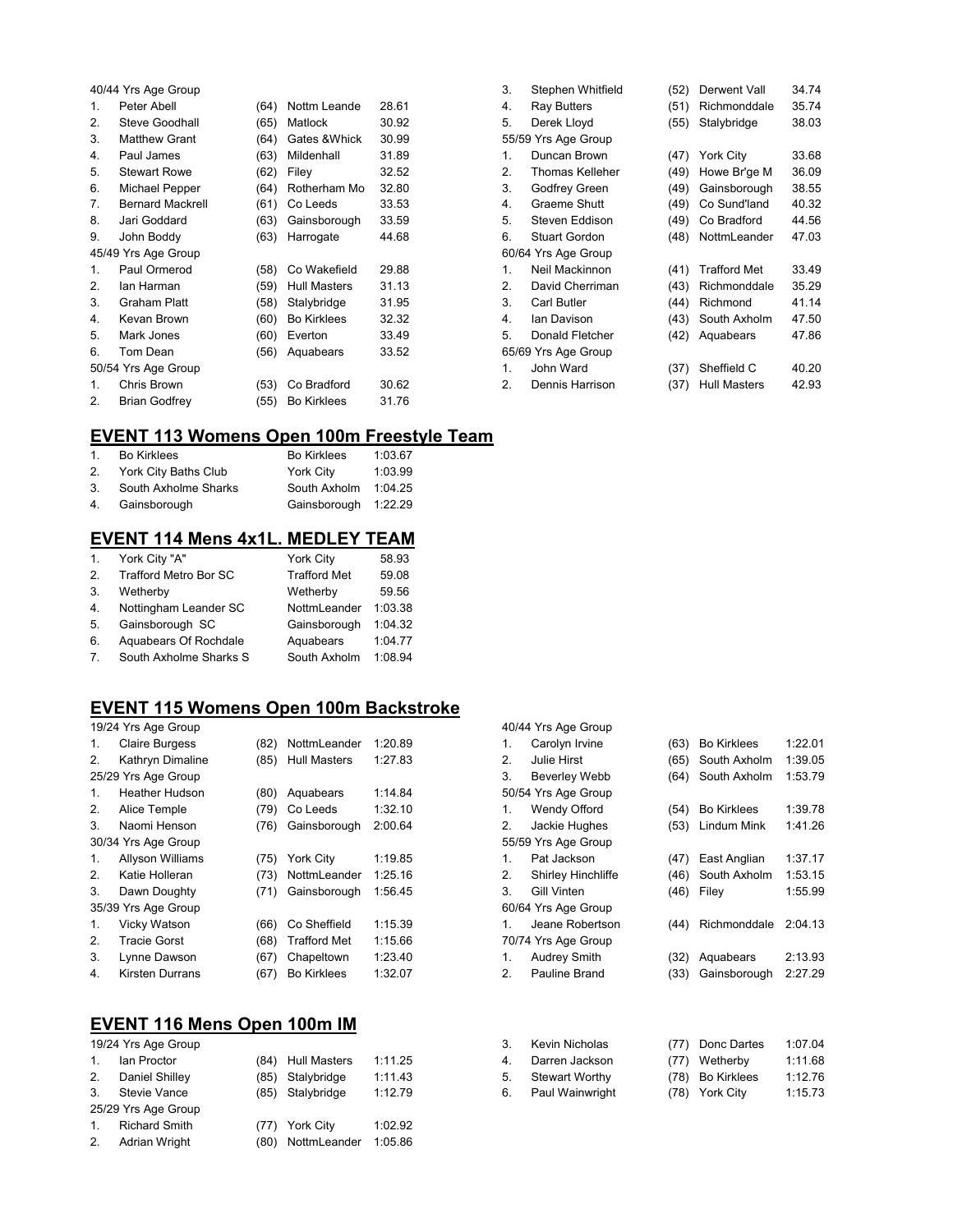40/44 Yrs Age Group

| | | | | |
|---|---|---|---|---|
| 1. | Peter Abell | (64) | Nottm Leande | 28.61 |
| 2. | Steve Goodhall | (65) | Matlock | 30.92 |
| 3. | Matthew Grant | (64) | Gates &Whick | 30.99 |
| 4. | Paul James | (63) | Mildenhall | 31.89 |
| 5. | Stewart Rowe | (62) | Filey | 32.52 |
| 6. | Michael Pepper | (64) | Rotherham Mo | 32.80 |
| 7. | Bernard Mackrell | (61) | Co Leeds | 33.53 |
| 8. | Jari Goddard | (63) | Gainsborough | 33.59 |
| 9. | John Boddy | (63) | Harrogate | 44.68 |

45/49 Yrs Age Group

| | | | | |
|---|---|---|---|---|
| 1. | Paul Ormerod | (58) | Co Wakefield | 29.88 |
| 2. | Ian Harman | (59) | Hull Masters | 31.13 |
| 3. | Graham Platt | (58) | Stalybridge | 31.95 |
| 4. | Kevan Brown | (60) | Bo Kirklees | 32.32 |
| 5. | Mark Jones | (60) | Everton | 33.49 |
| 6. | Tom Dean | (56) | Aquabears | 33.52 |

50/54 Yrs Age Group

| | | | | |
|---|---|---|---|---|
| 1. | Chris Brown | (53) | Co Bradford | 30.62 |
| 2. | Brian Godfrey | (55) | Bo Kirklees | 31.76 |
| 3. | Stephen Whitfield | (52) | Derwent Vall | 34.74 |
| 4. | Ray Butters | (51) | Richmonddale | 35.74 |
| 5. | Derek Lloyd | (55) | Stalybridge | 38.03 |

55/59 Yrs Age Group

| | | | | |
|---|---|---|---|---|
| 1. | Duncan Brown | (47) | York City | 33.68 |
| 2. | Thomas Kelleher | (49) | Howe Br'ge M | 36.09 |
| 3. | Godfrey Green | (49) | Gainsborough | 38.55 |
| 4. | Graeme Shutt | (49) | Co Sund'land | 40.32 |
| 5. | Steven Eddison | (49) | Co Bradford | 44.56 |
| 6. | Stuart Gordon | (48) | NottmLeander | 47.03 |

60/64 Yrs Age Group

| | | | | |
|---|---|---|---|---|
| 1. | Neil Mackinnon | (41) | Trafford Met | 33.49 |
| 2. | David Cherriman | (43) | Richmonddale | 35.29 |
| 3. | Carl Butler | (44) | Richmond | 41.14 |
| 4. | Ian Davison | (43) | South Axholm | 47.50 |
| 5. | Donald Fletcher | (42) | Aquabears | 47.86 |

65/69 Yrs Age Group

| | | | | |
|---|---|---|---|---|
| 1. | John Ward | (37) | Sheffield C | 40.20 |
| 2. | Dennis Harrison | (37) | Hull Masters | 42.93 |

## EVENT 113 Womens Open 100m Freestyle Team

| | | | |
|---|---|---|---|
| 1. | Bo Kirklees | Bo Kirklees | 1:03.67 |
| 2. | York City Baths Club | York City | 1:03.99 |
| 3. | South Axholme Sharks | South Axholm | 1:04.25 |
| 4. | Gainsborough | Gainsborough | 1:22.29 |

## EVENT 114 Mens 4x1L. MEDLEY TEAM

| | | | |
|---|---|---|---|
| 1. | York City "A" | York City | 58.93 |
| 2. | Trafford Metro Bor SC | Trafford Met | 59.08 |
| 3. | Wetherby | Wetherby | 59.56 |
| 4. | Nottingham Leander SC | NottmLeander | 1:03.38 |
| 5. | Gainsborough SC | Gainsborough | 1:04.32 |
| 6. | Aquabears Of Rochdale | Aquabears | 1:04.77 |
| 7. | South Axholme Sharks S | South Axholm | 1:08.94 |

## EVENT 115 Womens Open 100m Backstroke

19/24 Yrs Age Group

| | | | | |
|---|---|---|---|---|
| 1. | Claire Burgess | (82) | NottmLeander | 1:20.89 |
| 2. | Kathryn Dimaline | (85) | Hull Masters | 1:27.83 |

25/29 Yrs Age Group

| | | | | |
|---|---|---|---|---|
| 1. | Heather Hudson | (80) | Aquabears | 1:14.84 |
| 2. | Alice Temple | (79) | Co Leeds | 1:32.10 |
| 3. | Naomi Henson | (76) | Gainsborough | 2:00.64 |

30/34 Yrs Age Group

| | | | | |
|---|---|---|---|---|
| 1. | Allyson Williams | (75) | York City | 1:19.85 |
| 2. | Katie Holleran | (73) | NottmLeander | 1:25.16 |
| 3. | Dawn Doughty | (71) | Gainsborough | 1:56.45 |

35/39 Yrs Age Group

| | | | | |
|---|---|---|---|---|
| 1. | Vicky Watson | (66) | Co Sheffield | 1:15.39 |
| 2. | Tracie Gorst | (68) | Trafford Met | 1:15.66 |
| 3. | Lynne Dawson | (67) | Chapeltown | 1:23.40 |
| 4. | Kirsten Durrans | (67) | Bo Kirklees | 1:32.07 |

40/44 Yrs Age Group

| | | | | |
|---|---|---|---|---|
| 1. | Carolyn Irvine | (63) | Bo Kirklees | 1:22.01 |
| 2. | Julie Hirst | (65) | South Axholm | 1:39.05 |
| 3. | Beverley Webb | (64) | South Axholm | 1:53.79 |

50/54 Yrs Age Group

| | | | | |
|---|---|---|---|---|
| 1. | Wendy Offord | (54) | Bo Kirklees | 1:39.78 |
| 2. | Jackie Hughes | (53) | Lindum Mink | 1:41.26 |

55/59 Yrs Age Group

| | | | | |
|---|---|---|---|---|
| 1. | Pat Jackson | (47) | East Anglian | 1:37.17 |
| 2. | Shirley Hinchliffe | (46) | South Axholm | 1:53.15 |
| 3. | Gill Vinten | (46) | Filey | 1:55.99 |

60/64 Yrs Age Group

| | | | | |
|---|---|---|---|---|
| 1. | Jeane Robertson | (44) | Richmonddale | 2:04.13 |

70/74 Yrs Age Group

| | | | | |
|---|---|---|---|---|
| 1. | Audrey Smith | (32) | Aquabears | 2:13.93 |
| 2. | Pauline Brand | (33) | Gainsborough | 2:27.29 |

## EVENT 116 Mens Open 100m IM

19/24 Yrs Age Group

| | | | | |
|---|---|---|---|---|
| 1. | Ian Proctor | (84) | Hull Masters | 1:11.25 |
| 2. | Daniel Shilley | (85) | Stalybridge | 1:11.43 |
| 3. | Stevie Vance | (85) | Stalybridge | 1:12.79 |

25/29 Yrs Age Group

| | | | | |
|---|---|---|---|---|
| 1. | Richard Smith | (77) | York City | 1:02.92 |
| 2. | Adrian Wright | (80) | NottmLeander | 1:05.86 |
| 3. | Kevin Nicholas | (77) | Donc Dartes | 1:07.04 |
| 4. | Darren Jackson | (77) | Wetherby | 1:11.68 |
| 5. | Stewart Worthy | (78) | Bo Kirklees | 1:12.76 |
| 6. | Paul Wainwright | (78) | York City | 1:15.73 |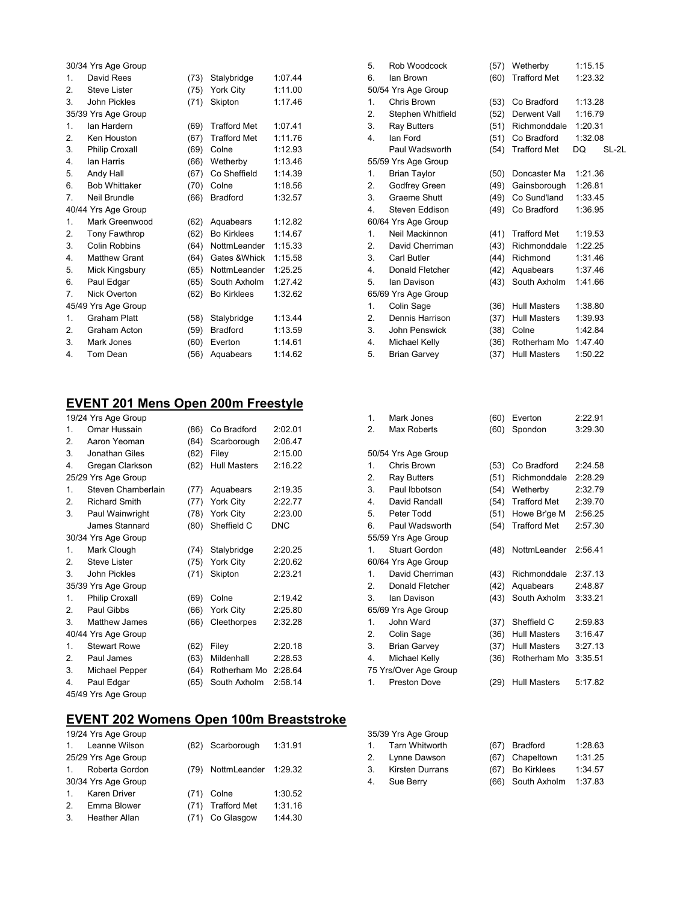30/34 Yrs Age Group

| | | | | |
|---|---|---|---|---|
| 1. | David Rees | (73) | Stalybridge | 1:07.44 |
| 2. | Steve Lister | (75) | York City | 1:11.00 |
| 3. | John Pickles | (71) | Skipton | 1:17.46 |

35/39 Yrs Age Group

| | | | | |
|---|---|---|---|---|
| 1. | Ian Hardern | (69) | Trafford Met | 1:07.41 |
| 2. | Ken Houston | (67) | Trafford Met | 1:11.76 |
| 3. | Philip Croxall | (69) | Colne | 1:12.93 |
| 4. | Ian Harris | (66) | Wetherby | 1:13.46 |
| 5. | Andy Hall | (67) | Co Sheffield | 1:14.39 |
| 6. | Bob Whittaker | (70) | Colne | 1:18.56 |
| 7. | Neil Brundle | (66) | Bradford | 1:32.57 |

40/44 Yrs Age Group

| | | | | |
|---|---|---|---|---|
| 1. | Mark Greenwood | (62) | Aquabears | 1:12.82 |
| 2. | Tony Fawthrop | (62) | Bo Kirklees | 1:14.67 |
| 3. | Colin Robbins | (64) | NottmLeander | 1:15.33 |
| 4. | Matthew Grant | (64) | Gates &Whick | 1:15.58 |
| 5. | Mick Kingsbury | (65) | NottmLeander | 1:25.25 |
| 6. | Paul Edgar | (65) | South Axholm | 1:27.42 |
| 7. | Nick Overton | (62) | Bo Kirklees | 1:32.62 |

45/49 Yrs Age Group

| | | | | |
|---|---|---|---|---|
| 1. | Graham Platt | (58) | Stalybridge | 1:13.44 |
| 2. | Graham Acton | (59) | Bradford | 1:13.59 |
| 3. | Mark Jones | (60) | Everton | 1:14.61 |
| 4. | Tom Dean | (56) | Aquabears | 1:14.62 |
| 5. | Rob Woodcock | (57) | Wetherby | 1:15.15 |
| 6. | Ian Brown | (60) | Trafford Met | 1:23.32 |

50/54 Yrs Age Group

| | | | | |
|---|---|---|---|---|
| 1. | Chris Brown | (53) | Co Bradford | 1:13.28 |
| 2. | Stephen Whitfield | (52) | Derwent Vall | 1:16.79 |
| 3. | Ray Butters | (51) | Richmonddale | 1:20.31 |
| 4. | Ian Ford | (51) | Co Bradford | 1:32.08 |
| | Paul Wadsworth | (54) | Trafford Met | DQ SL-2L |

55/59 Yrs Age Group

| | | | | |
|---|---|---|---|---|
| 1. | Brian Taylor | (50) | Doncaster Ma | 1:21.36 |
| 2. | Godfrey Green | (49) | Gainsborough | 1:26.81 |
| 3. | Graeme Shutt | (49) | Co Sund'land | 1:33.45 |
| 4. | Steven Eddison | (49) | Co Bradford | 1:36.95 |

60/64 Yrs Age Group

| | | | | |
|---|---|---|---|---|
| 1. | Neil Mackinnon | (41) | Trafford Met | 1:19.53 |
| 2. | David Cherriman | (43) | Richmonddale | 1:22.25 |
| 3. | Carl Butler | (44) | Richmond | 1:31.46 |
| 4. | Donald Fletcher | (42) | Aquabears | 1:37.46 |
| 5. | Ian Davison | (43) | South Axholm | 1:41.66 |

65/69 Yrs Age Group

| | | | | |
|---|---|---|---|---|
| 1. | Colin Sage | (36) | Hull Masters | 1:38.80 |
| 2. | Dennis Harrison | (37) | Hull Masters | 1:39.93 |
| 3. | John Penswick | (38) | Colne | 1:42.84 |
| 4. | Michael Kelly | (36) | Rotherham Mo | 1:47.40 |
| 5. | Brian Garvey | (37) | Hull Masters | 1:50.22 |

## EVENT 201 Mens Open 200m Freestyle

19/24 Yrs Age Group

| | | | | |
|---|---|---|---|---|
| 1. | Omar Hussain | (86) | Co Bradford | 2:02.01 |
| 2. | Aaron Yeoman | (84) | Scarborough | 2:06.47 |
| 3. | Jonathan Giles | (82) | Filey | 2:15.00 |
| 4. | Gregan Clarkson | (82) | Hull Masters | 2:16.22 |

25/29 Yrs Age Group

| | | | | |
|---|---|---|---|---|
| 1. | Steven Chamberlain | (77) | Aquabears | 2:19.35 |
| 2. | Richard Smith | (77) | York City | 2:22.77 |
| 3. | Paul Wainwright | (78) | York City | 2:23.00 |
| | James Stannard | (80) | Sheffield C | DNC |

30/34 Yrs Age Group

| | | | | |
|---|---|---|---|---|
| 1. | Mark Clough | (74) | Stalybridge | 2:20.25 |
| 2. | Steve Lister | (75) | York City | 2:20.62 |
| 3. | John Pickles | (71) | Skipton | 2:23.21 |

35/39 Yrs Age Group

| | | | | |
|---|---|---|---|---|
| 1. | Philip Croxall | (69) | Colne | 2:19.42 |
| 2. | Paul Gibbs | (66) | York City | 2:25.80 |
| 3. | Matthew James | (66) | Cleethorpes | 2:32.28 |

40/44 Yrs Age Group

| | | | | |
|---|---|---|---|---|
| 1. | Stewart Rowe | (62) | Filey | 2:20.18 |
| 2. | Paul James | (63) | Mildenhall | 2:28.53 |
| 3. | Michael Pepper | (64) | Rotherham Mo | 2:28.64 |
| 4. | Paul Edgar | (65) | South Axholm | 2:58.14 |

45/49 Yrs Age Group

| | | | | |
|---|---|---|---|---|
| 1. | Mark Jones | (60) | Everton | 2:22.91 |
| 2. | Max Roberts | (60) | Spondon | 3:29.30 |

50/54 Yrs Age Group

| | | | | |
|---|---|---|---|---|
| 1. | Chris Brown | (53) | Co Bradford | 2:24.58 |
| 2. | Ray Butters | (51) | Richmonddale | 2:28.29 |
| 3. | Paul Ibbotson | (54) | Wetherby | 2:32.79 |
| 4. | David Randall | (54) | Trafford Met | 2:39.70 |
| 5. | Peter Todd | (51) | Howe Br'ge M | 2:56.25 |
| 6. | Paul Wadsworth | (54) | Trafford Met | 2:57.30 |

55/59 Yrs Age Group

| | | | | |
|---|---|---|---|---|
| 1. | Stuart Gordon | (48) | NottmLeander | 2:56.41 |

60/64 Yrs Age Group

| | | | | |
|---|---|---|---|---|
| 1. | David Cherriman | (43) | Richmonddale | 2:37.13 |
| 2. | Donald Fletcher | (42) | Aquabears | 2:48.87 |
| 3. | Ian Davison | (43) | South Axholm | 3:33.21 |

65/69 Yrs Age Group

| | | | | |
|---|---|---|---|---|
| 1. | John Ward | (37) | Sheffield C | 2:59.83 |
| 2. | Colin Sage | (36) | Hull Masters | 3:16.47 |
| 3. | Brian Garvey | (37) | Hull Masters | 3:27.13 |
| 4. | Michael Kelly | (36) | Rotherham Mo | 3:35.51 |

75 Yrs/Over Age Group

| | | | | |
|---|---|---|---|---|
| 1. | Preston Dove | (29) | Hull Masters | 5:17.82 |

## EVENT 202 Womens Open 100m Breaststroke

19/24 Yrs Age Group

| | | | | |
|---|---|---|---|---|
| 1. | Leanne Wilson | (82) | Scarborough | 1:31.91 |

25/29 Yrs Age Group

| | | | | |
|---|---|---|---|---|
| 1. | Roberta Gordon | (79) | NottmLeander | 1:29.32 |

30/34 Yrs Age Group

| | | | | |
|---|---|---|---|---|
| 1. | Karen Driver | (71) | Colne | 1:30.52 |
| 2. | Emma Blower | (71) | Trafford Met | 1:31.16 |
| 3. | Heather Allan | (71) | Co Glasgow | 1:44.30 |

35/39 Yrs Age Group

| | | | | |
|---|---|---|---|---|
| 1. | Tarn Whitworth | (67) | Bradford | 1:28.63 |
| 2. | Lynne Dawson | (67) | Chapeltown | 1:31.25 |
| 3. | Kirsten Durrans | (67) | Bo Kirklees | 1:34.57 |
| 4. | Sue Berry | (66) | South Axholm | 1:37.83 |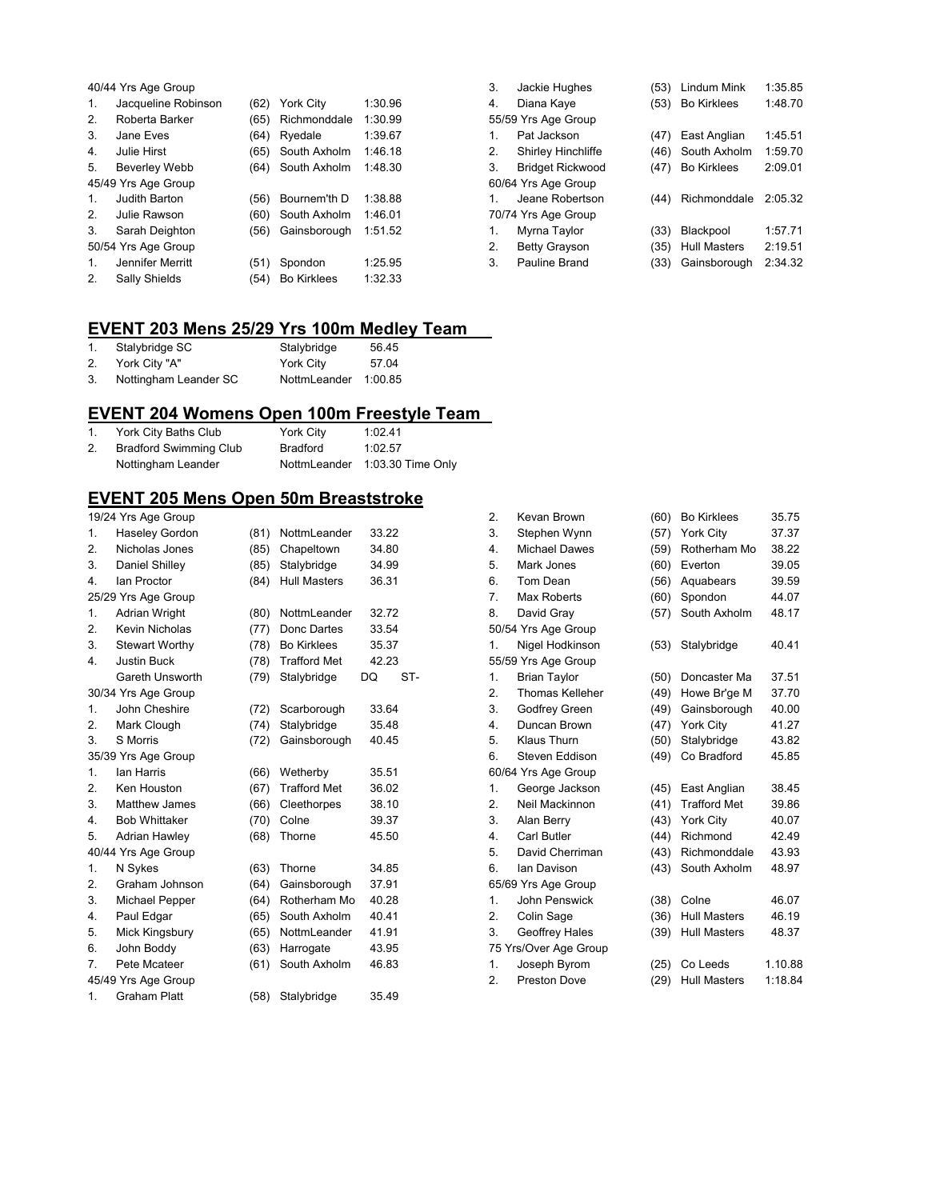40/44 Yrs Age Group

| | | | | |
|---|---|---|---|---|
| 1. | Jacqueline Robinson | (62) | York City | 1:30.96 |
| 2. | Roberta Barker | (65) | Richmonddale | 1:30.99 |
| 3. | Jane Eves | (64) | Ryedale | 1:39.67 |
| 4. | Julie Hirst | (65) | South Axholm | 1:46.18 |
| 5. | Beverley Webb | (64) | South Axholm | 1:48.30 |

45/49 Yrs Age Group

| | | | | |
|---|---|---|---|---|
| 1. | Judith Barton | (56) | Bournem'th D | 1:38.88 |
| 2. | Julie Rawson | (60) | South Axholm | 1:46.01 |
| 3. | Sarah Deighton | (56) | Gainsborough | 1:51.52 |

50/54 Yrs Age Group

| | | | | |
|---|---|---|---|---|
| 1. | Jennifer Merritt | (51) | Spondon | 1:25.95 |
| 2. | Sally Shields | (54) | Bo Kirklees | 1:32.33 |
| 3. | Jackie Hughes | (53) | Lindum Mink | 1:35.85 |
| 4. | Diana Kaye | (53) | Bo Kirklees | 1:48.70 |

55/59 Yrs Age Group

| | | | | |
|---|---|---|---|---|
| 1. | Pat Jackson | (47) | East Anglian | 1:45.51 |
| 2. | Shirley Hinchliffe | (46) | South Axholm | 1:59.70 |
| 3. | Bridget Rickwood | (47) | Bo Kirklees | 2:09.01 |

60/64 Yrs Age Group

| | | | | |
|---|---|---|---|---|
| 1. | Jeane Robertson | (44) | Richmonddale | 2:05.32 |

70/74 Yrs Age Group

| | | | | |
|---|---|---|---|---|
| 1. | Myrna Taylor | (33) | Blackpool | 1:57.71 |
| 2. | Betty Grayson | (35) | Hull Masters | 2:19.51 |
| 3. | Pauline Brand | (33) | Gainsborough | 2:34.32 |

## EVENT 203 Mens 25/29 Yrs 100m Medley Team

| | | | |
|---|---|---|---|
| 1. | Stalybridge SC | Stalybridge | 56.45 |
| 2. | York City "A" | York City | 57.04 |
| 3. | Nottingham Leander SC | NottmLeander | 1:00.85 |

## EVENT 204 Womens Open 100m Freestyle Team

| | | | |
|---|---|---|---|
| 1. | York City Baths Club | York City | 1:02.41 |
| 2. | Bradford Swimming Club | Bradford | 1:02.57 |
| | Nottingham Leander | NottmLeander | 1:03.30 Time Only |

## EVENT 205 Mens Open 50m Breaststroke

19/24 Yrs Age Group

| | | | | |
|---|---|---|---|---|
| 1. | Haseley Gordon | (81) | NottmLeander | 33.22 |
| 2. | Nicholas Jones | (85) | Chapeltown | 34.80 |
| 3. | Daniel Shilley | (85) | Stalybridge | 34.99 |
| 4. | Ian Proctor | (84) | Hull Masters | 36.31 |

25/29 Yrs Age Group

| | | | | |
|---|---|---|---|---|
| 1. | Adrian Wright | (80) | NottmLeander | 32.72 |
| 2. | Kevin Nicholas | (77) | Donc Dartes | 33.54 |
| 3. | Stewart Worthy | (78) | Bo Kirklees | 35.37 |
| 4. | Justin Buck | (78) | Trafford Met | 42.23 |
| | Gareth Unsworth | (79) | Stalybridge | DQ ST- |

30/34 Yrs Age Group

| | | | | |
|---|---|---|---|---|
| 1. | John Cheshire | (72) | Scarborough | 33.64 |
| 2. | Mark Clough | (74) | Stalybridge | 35.48 |
| 3. | S Morris | (72) | Gainsborough | 40.45 |

35/39 Yrs Age Group

| | | | | |
|---|---|---|---|---|
| 1. | Ian Harris | (66) | Wetherby | 35.51 |
| 2. | Ken Houston | (67) | Trafford Met | 36.02 |
| 3. | Matthew James | (66) | Cleethorpes | 38.10 |
| 4. | Bob Whittaker | (70) | Colne | 39.37 |
| 5. | Adrian Hawley | (68) | Thorne | 45.50 |

40/44 Yrs Age Group

| | | | | |
|---|---|---|---|---|
| 1. | N Sykes | (63) | Thorne | 34.85 |
| 2. | Graham Johnson | (64) | Gainsborough | 37.91 |
| 3. | Michael Pepper | (64) | Rotherham Mo | 40.28 |
| 4. | Paul Edgar | (65) | South Axholm | 40.41 |
| 5. | Mick Kingsbury | (65) | NottmLeander | 41.91 |
| 6. | John Boddy | (63) | Harrogate | 43.95 |
| 7. | Pete Mcateer | (61) | South Axholm | 46.83 |

45/49 Yrs Age Group

| | | | | |
|---|---|---|---|---|
| 1. | Graham Platt | (58) | Stalybridge | 35.49 |
| 2. | Kevan Brown | (60) | Bo Kirklees | 35.75 |
| 3. | Stephen Wynn | (57) | York City | 37.37 |
| 4. | Michael Dawes | (59) | Rotherham Mo | 38.22 |
| 5. | Mark Jones | (60) | Everton | 39.05 |
| 6. | Tom Dean | (56) | Aquabears | 39.59 |
| 7. | Max Roberts | (60) | Spondon | 44.07 |
| 8. | David Gray | (57) | South Axholm | 48.17 |

50/54 Yrs Age Group

| | | | | |
|---|---|---|---|---|
| 1. | Nigel Hodkinson | (53) | Stalybridge | 40.41 |

55/59 Yrs Age Group

| | | | | |
|---|---|---|---|---|
| 1. | Brian Taylor | (50) | Doncaster Ma | 37.51 |
| 2. | Thomas Kelleher | (49) | Howe Br'ge M | 37.70 |
| 3. | Godfrey Green | (49) | Gainsborough | 40.00 |
| 4. | Duncan Brown | (47) | York City | 41.27 |
| 5. | Klaus Thurn | (50) | Stalybridge | 43.82 |
| 6. | Steven Eddison | (49) | Co Bradford | 45.85 |

60/64 Yrs Age Group

| | | | | |
|---|---|---|---|---|
| 1. | George Jackson | (45) | East Anglian | 38.45 |
| 2. | Neil Mackinnon | (41) | Trafford Met | 39.86 |
| 3. | Alan Berry | (43) | York City | 40.07 |
| 4. | Carl Butler | (44) | Richmond | 42.49 |
| 5. | David Cherriman | (43) | Richmonddale | 43.93 |
| 6. | Ian Davison | (43) | South Axholm | 48.97 |

65/69 Yrs Age Group

| | | | | |
|---|---|---|---|---|
| 1. | John Penswick | (38) | Colne | 46.07 |
| 2. | Colin Sage | (36) | Hull Masters | 46.19 |
| 3. | Geoffrey Hales | (39) | Hull Masters | 48.37 |

75 Yrs/Over Age Group

| | | | | |
|---|---|---|---|---|
| 1. | Joseph Byrom | (25) | Co Leeds | 1.10.88 |
| 2. | Preston Dove | (29) | Hull Masters | 1:18.84 |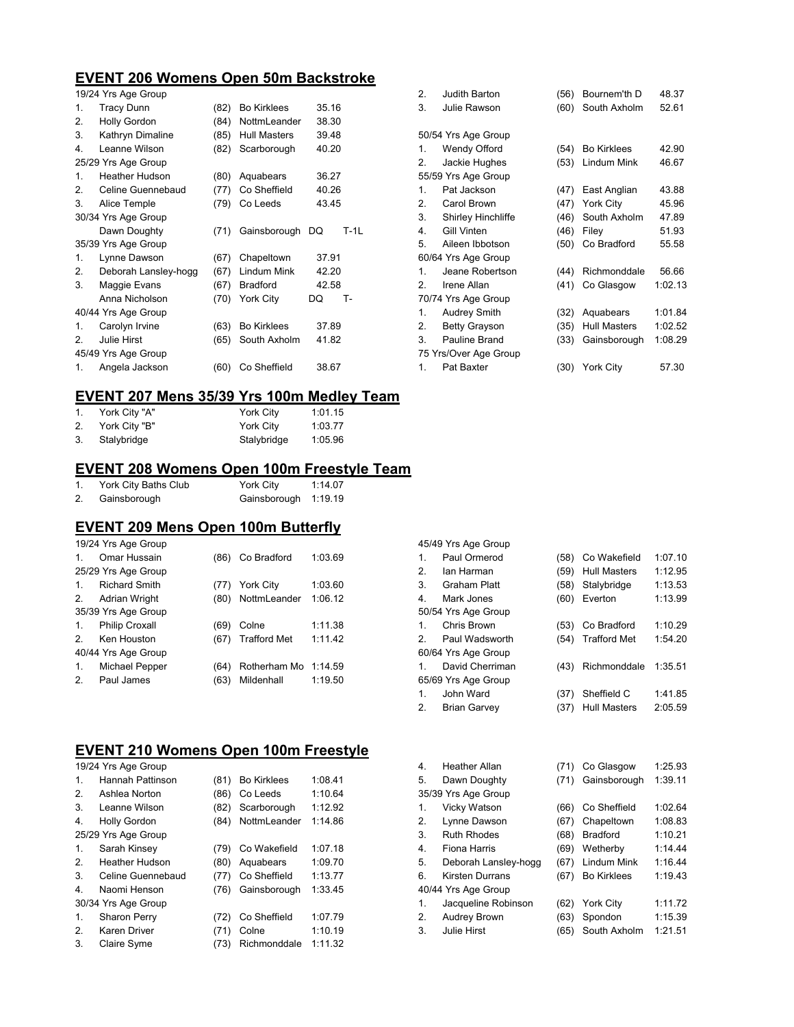## EVENT 206 Womens Open 50m Backstroke

| Place | Name | Age | Club | Time | |
|---|---|---|---|---|---|
| 19/24 Yrs Age Group | | | | | |
| 1. | Tracy Dunn | (82) | Bo Kirklees | 35.16 | |
| 2. | Holly Gordon | (84) | NottmLeander | 38.30 | |
| 3. | Kathryn Dimaline | (85) | Hull Masters | 39.48 | |
| 4. | Leanne Wilson | (82) | Scarborough | 40.20 | |
| 25/29 Yrs Age Group | | | | | |
| 1. | Heather Hudson | (80) | Aquabears | 36.27 | |
| 2. | Celine Guennebaud | (77) | Co Sheffield | 40.26 | |
| 3. | Alice Temple | (79) | Co Leeds | 43.45 | |
| 30/34 Yrs Age Group | | | | | |
| | Dawn Doughty | (71) | Gainsborough | DQ | T-1L |
| 35/39 Yrs Age Group | | | | | |
| 1. | Lynne Dawson | (67) | Chapeltown | 37.91 | |
| 2. | Deborah Lansley-hogg | (67) | Lindum Mink | 42.20 | |
| 3. | Maggie Evans | (67) | Bradford | 42.58 | |
| | Anna Nicholson | (70) | York City | DQ | T- |
| 40/44 Yrs Age Group | | | | | |
| 1. | Carolyn Irvine | (63) | Bo Kirklees | 37.89 | |
| 2. | Julie Hirst | (65) | South Axholm | 41.82 | |
| 45/49 Yrs Age Group | | | | | |
| 1. | Angela Jackson | (60) | Co Sheffield | 38.67 | |
| 2. | Judith Barton | (56) | Bournem'th D | 48.37 | |
| 3. | Julie Rawson | (60) | South Axholm | 52.61 | |
| 50/54 Yrs Age Group | | | | | |
| 1. | Wendy Offord | (54) | Bo Kirklees | 42.90 | |
| 2. | Jackie Hughes | (53) | Lindum Mink | 46.67 | |
| 55/59 Yrs Age Group | | | | | |
| 1. | Pat Jackson | (47) | East Anglian | 43.88 | |
| 2. | Carol Brown | (47) | York City | 45.96 | |
| 3. | Shirley Hinchliffe | (46) | South Axholm | 47.89 | |
| 4. | Gill Vinten | (46) | Filey | 51.93 | |
| 5. | Aileen Ibbotson | (50) | Co Bradford | 55.58 | |
| 60/64 Yrs Age Group | | | | | |
| 1. | Jeane Robertson | (44) | Richmonddale | 56.66 | |
| 2. | Irene Allan | (41) | Co Glasgow | 1:02.13 | |
| 70/74 Yrs Age Group | | | | | |
| 1. | Audrey Smith | (32) | Aquabears | 1:01.84 | |
| 2. | Betty Grayson | (35) | Hull Masters | 1:02.52 | |
| 3. | Pauline Brand | (33) | Gainsborough | 1:08.29 | |
| 75 Yrs/Over Age Group | | | | | |
| 1. | Pat Baxter | (30) | York City | 57.30 | |

## EVENT 207 Mens 35/39 Yrs 100m Medley Team

| Place | Team | Club | Time |
|---|---|---|---|
| 1. | York City "A" | York City | 1:01.15 |
| 2. | York City "B" | York City | 1:03.77 |
| 3. | Stalybridge | Stalybridge | 1:05.96 |

## EVENT 208 Womens Open 100m Freestyle Team

| Place | Team | Club | Time |
|---|---|---|---|
| 1. | York City Baths Club | York City | 1:14.07 |
| 2. | Gainsborough | Gainsborough | 1:19.19 |

## EVENT 209 Mens Open 100m Butterfly

| Place | Name | Age | Club | Time |
|---|---|---|---|---|
| 19/24 Yrs Age Group | | | | |
| 1. | Omar Hussain | (86) | Co Bradford | 1:03.69 |
| 25/29 Yrs Age Group | | | | |
| 1. | Richard Smith | (77) | York City | 1:03.60 |
| 2. | Adrian Wright | (80) | NottmLeander | 1:06.12 |
| 35/39 Yrs Age Group | | | | |
| 1. | Philip Croxall | (69) | Colne | 1:11.38 |
| 2. | Ken Houston | (67) | Trafford Met | 1:11.42 |
| 40/44 Yrs Age Group | | | | |
| 1. | Michael Pepper | (64) | Rotherham Mo | 1:14.59 |
| 2. | Paul James | (63) | Mildenhall | 1:19.50 |
| 45/49 Yrs Age Group | | | | |
| 1. | Paul Ormerod | (58) | Co Wakefield | 1:07.10 |
| 2. | Ian Harman | (59) | Hull Masters | 1:12.95 |
| 3. | Graham Platt | (58) | Stalybridge | 1:13.53 |
| 4. | Mark Jones | (60) | Everton | 1:13.99 |
| 50/54 Yrs Age Group | | | | |
| 1. | Chris Brown | (53) | Co Bradford | 1:10.29 |
| 2. | Paul Wadsworth | (54) | Trafford Met | 1:54.20 |
| 60/64 Yrs Age Group | | | | |
| 1. | David Cherriman | (43) | Richmonddale | 1:35.51 |
| 65/69 Yrs Age Group | | | | |
| 1. | John Ward | (37) | Sheffield C | 1:41.85 |
| 2. | Brian Garvey | (37) | Hull Masters | 2:05.59 |

## EVENT 210 Womens Open 100m Freestyle

| Place | Name | Age | Club | Time |
|---|---|---|---|---|
| 19/24 Yrs Age Group | | | | |
| 1. | Hannah Pattinson | (81) | Bo Kirklees | 1:08.41 |
| 2. | Ashlea Norton | (86) | Co Leeds | 1:10.64 |
| 3. | Leanne Wilson | (82) | Scarborough | 1:12.92 |
| 4. | Holly Gordon | (84) | NottmLeander | 1:14.86 |
| 25/29 Yrs Age Group | | | | |
| 1. | Sarah Kinsey | (79) | Co Wakefield | 1:07.18 |
| 2. | Heather Hudson | (80) | Aquabears | 1:09.70 |
| 3. | Celine Guennebaud | (77) | Co Sheffield | 1:13.77 |
| 4. | Naomi Henson | (76) | Gainsborough | 1:33.45 |
| 30/34 Yrs Age Group | | | | |
| 1. | Sharon Perry | (72) | Co Sheffield | 1:07.79 |
| 2. | Karen Driver | (71) | Colne | 1:10.19 |
| 3. | Claire Syme | (73) | Richmonddale | 1:11.32 |
| 4. | Heather Allan | (71) | Co Glasgow | 1:25.93 |
| 5. | Dawn Doughty | (71) | Gainsborough | 1:39.11 |
| 35/39 Yrs Age Group | | | | |
| 1. | Vicky Watson | (66) | Co Sheffield | 1:02.64 |
| 2. | Lynne Dawson | (67) | Chapeltown | 1:08.83 |
| 3. | Ruth Rhodes | (68) | Bradford | 1:10.21 |
| 4. | Fiona Harris | (69) | Wetherby | 1:14.44 |
| 5. | Deborah Lansley-hogg | (67) | Lindum Mink | 1:16.44 |
| 6. | Kirsten Durrans | (67) | Bo Kirklees | 1:19.43 |
| 40/44 Yrs Age Group | | | | |
| 1. | Jacqueline Robinson | (62) | York City | 1:11.72 |
| 2. | Audrey Brown | (63) | Spondon | 1:15.39 |
| 3. | Julie Hirst | (65) | South Axholm | 1:21.51 |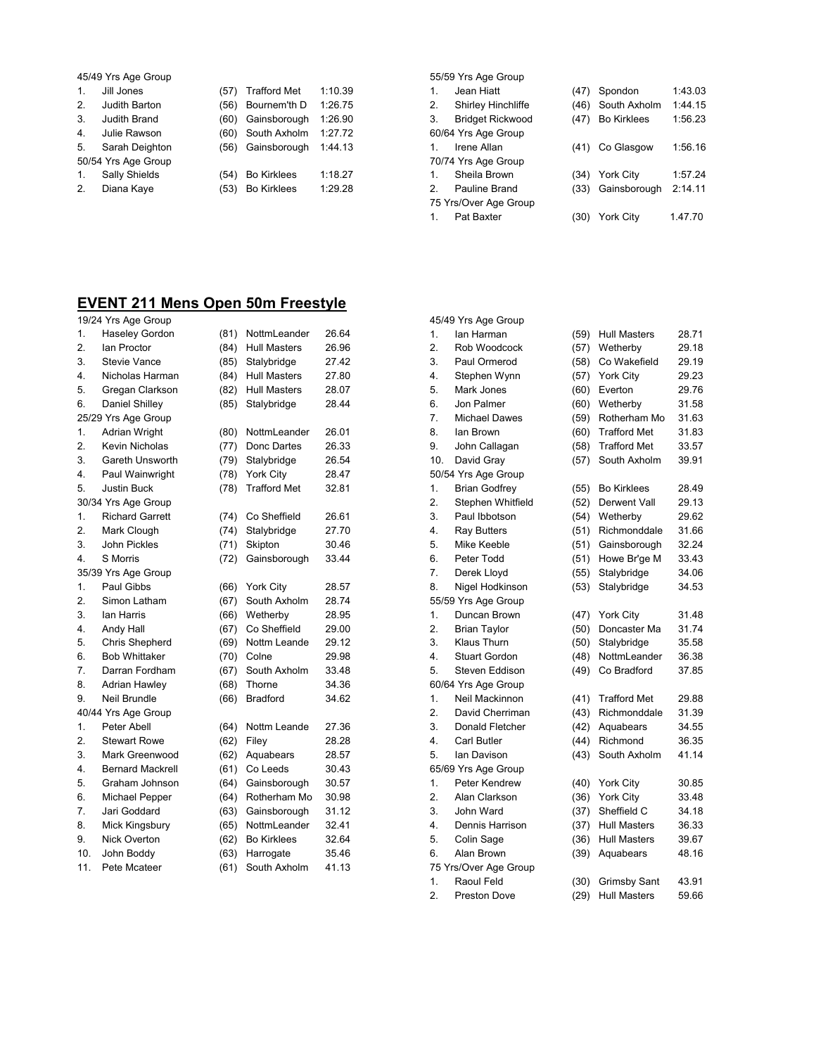45/49 Yrs Age Group

| | | | | |
|---|---|---|---|---|
| 1. | Jill Jones | (57) | Trafford Met | 1:10.39 |
| 2. | Judith Barton | (56) | Bournem'th D | 1:26.75 |
| 3. | Judith Brand | (60) | Gainsborough | 1:26.90 |
| 4. | Julie Rawson | (60) | South Axholm | 1:27.72 |
| 5. | Sarah Deighton | (56) | Gainsborough | 1:44.13 |

50/54 Yrs Age Group

| | | | | |
|---|---|---|---|---|
| 1. | Sally Shields | (54) | Bo Kirklees | 1:18.27 |
| 2. | Diana Kaye | (53) | Bo Kirklees | 1:29.28 |

55/59 Yrs Age Group

| | | | | |
|---|---|---|---|---|
| 1. | Jean Hiatt | (47) | Spondon | 1:43.03 |
| 2. | Shirley Hinchliffe | (46) | South Axholm | 1:44.15 |
| 3. | Bridget Rickwood | (47) | Bo Kirklees | 1:56.23 |

60/64 Yrs Age Group

| | | | | |
|---|---|---|---|---|
| 1. | Irene Allan | (41) | Co Glasgow | 1:56.16 |

70/74 Yrs Age Group

| | | | | |
|---|---|---|---|---|
| 1. | Sheila Brown | (34) | York City | 1:57.24 |
| 2. | Pauline Brand | (33) | Gainsborough | 2:14.11 |

75 Yrs/Over Age Group

| | | | | |
|---|---|---|---|---|
| 1. | Pat Baxter | (30) | York City | 1.47.70 |

## EVENT 211 Mens Open 50m Freestyle

19/24 Yrs Age Group

| | | | | |
|---|---|---|---|---|
| 1. | Haseley Gordon | (81) | NottmLeander | 26.64 |
| 2. | Ian Proctor | (84) | Hull Masters | 26.96 |
| 3. | Stevie Vance | (85) | Stalybridge | 27.42 |
| 4. | Nicholas Harman | (84) | Hull Masters | 27.80 |
| 5. | Gregan Clarkson | (82) | Hull Masters | 28.07 |
| 6. | Daniel Shilley | (85) | Stalybridge | 28.44 |

25/29 Yrs Age Group

| | | | | |
|---|---|---|---|---|
| 1. | Adrian Wright | (80) | NottmLeander | 26.01 |
| 2. | Kevin Nicholas | (77) | Donc Dartes | 26.33 |
| 3. | Gareth Unsworth | (79) | Stalybridge | 26.54 |
| 4. | Paul Wainwright | (78) | York City | 28.47 |
| 5. | Justin Buck | (78) | Trafford Met | 32.81 |

30/34 Yrs Age Group

| | | | | |
|---|---|---|---|---|
| 1. | Richard Garrett | (74) | Co Sheffield | 26.61 |
| 2. | Mark Clough | (74) | Stalybridge | 27.70 |
| 3. | John Pickles | (71) | Skipton | 30.46 |
| 4. | S Morris | (72) | Gainsborough | 33.44 |

35/39 Yrs Age Group

| | | | | |
|---|---|---|---|---|
| 1. | Paul Gibbs | (66) | York City | 28.57 |
| 2. | Simon Latham | (67) | South Axholm | 28.74 |
| 3. | Ian Harris | (66) | Wetherby | 28.95 |
| 4. | Andy Hall | (67) | Co Sheffield | 29.00 |
| 5. | Chris Shepherd | (69) | Nottm Leande | 29.12 |
| 6. | Bob Whittaker | (70) | Colne | 29.98 |
| 7. | Darran Fordham | (67) | South Axholm | 33.48 |
| 8. | Adrian Hawley | (68) | Thorne | 34.36 |
| 9. | Neil Brundle | (66) | Bradford | 34.62 |

40/44 Yrs Age Group

| | | | | |
|---|---|---|---|---|
| 1. | Peter Abell | (64) | Nottm Leande | 27.36 |
| 2. | Stewart Rowe | (62) | Filey | 28.28 |
| 3. | Mark Greenwood | (62) | Aquabears | 28.57 |
| 4. | Bernard Mackrell | (61) | Co Leeds | 30.43 |
| 5. | Graham Johnson | (64) | Gainsborough | 30.57 |
| 6. | Michael Pepper | (64) | Rotherham Mo | 30.98 |
| 7. | Jari Goddard | (63) | Gainsborough | 31.12 |
| 8. | Mick Kingsbury | (65) | NottmLeander | 32.41 |
| 9. | Nick Overton | (62) | Bo Kirklees | 32.64 |
| 10. | John Boddy | (63) | Harrogate | 35.46 |
| 11. | Pete Mcateer | (61) | South Axholm | 41.13 |

45/49 Yrs Age Group

| | | | | |
|---|---|---|---|---|
| 1. | Ian Harman | (59) | Hull Masters | 28.71 |
| 2. | Rob Woodcock | (57) | Wetherby | 29.18 |
| 3. | Paul Ormerod | (58) | Co Wakefield | 29.19 |
| 4. | Stephen Wynn | (57) | York City | 29.23 |
| 5. | Mark Jones | (60) | Everton | 29.76 |
| 6. | Jon Palmer | (60) | Wetherby | 31.58 |
| 7. | Michael Dawes | (59) | Rotherham Mo | 31.63 |
| 8. | Ian Brown | (60) | Trafford Met | 31.83 |
| 9. | John Callagan | (58) | Trafford Met | 33.57 |
| 10. | David Gray | (57) | South Axholm | 39.91 |

50/54 Yrs Age Group

| | | | | |
|---|---|---|---|---|
| 1. | Brian Godfrey | (55) | Bo Kirklees | 28.49 |
| 2. | Stephen Whitfield | (52) | Derwent Vall | 29.13 |
| 3. | Paul Ibbotson | (54) | Wetherby | 29.62 |
| 4. | Ray Butters | (51) | Richmonddale | 31.66 |
| 5. | Mike Keeble | (51) | Gainsborough | 32.24 |
| 6. | Peter Todd | (51) | Howe Br'ge M | 33.43 |
| 7. | Derek Lloyd | (55) | Stalybridge | 34.06 |
| 8. | Nigel Hodkinson | (53) | Stalybridge | 34.53 |

55/59 Yrs Age Group

| | | | | |
|---|---|---|---|---|
| 1. | Duncan Brown | (47) | York City | 31.48 |
| 2. | Brian Taylor | (50) | Doncaster Ma | 31.74 |
| 3. | Klaus Thurn | (50) | Stalybridge | 35.58 |
| 4. | Stuart Gordon | (48) | NottmLeander | 36.38 |
| 5. | Steven Eddison | (49) | Co Bradford | 37.85 |

60/64 Yrs Age Group

| | | | | |
|---|---|---|---|---|
| 1. | Neil Mackinnon | (41) | Trafford Met | 29.88 |
| 2. | David Cherriman | (43) | Richmonddale | 31.39 |
| 3. | Donald Fletcher | (42) | Aquabears | 34.55 |
| 4. | Carl Butler | (44) | Richmond | 36.35 |
| 5. | Ian Davison | (43) | South Axholm | 41.14 |

65/69 Yrs Age Group

| | | | | |
|---|---|---|---|---|
| 1. | Peter Kendrew | (40) | York City | 30.85 |
| 2. | Alan Clarkson | (36) | York City | 33.48 |
| 3. | John Ward | (37) | Sheffield C | 34.18 |
| 4. | Dennis Harrison | (37) | Hull Masters | 36.33 |
| 5. | Colin Sage | (36) | Hull Masters | 39.67 |
| 6. | Alan Brown | (39) | Aquabears | 48.16 |

75 Yrs/Over Age Group

| | | | | |
|---|---|---|---|---|
| 1. | Raoul Feld | (30) | Grimsby Sant | 43.91 |
| 2. | Preston Dove | (29) | Hull Masters | 59.66 |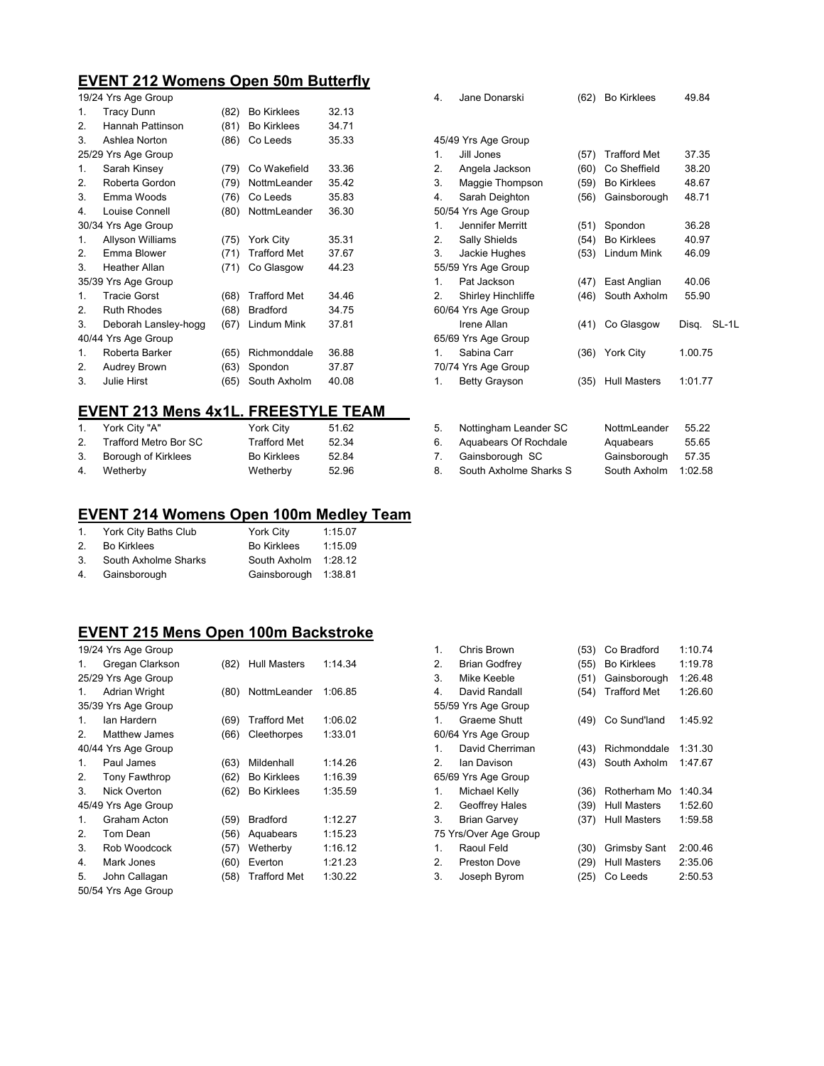## EVENT 212 Womens Open 50m Butterfly

| | Name | Age | Club | Time |
|---|---|---|---|---|
| | 19/24 Yrs Age Group | | | |
| 1. | Tracy Dunn | (82) | Bo Kirklees | 32.13 |
| 2. | Hannah Pattinson | (81) | Bo Kirklees | 34.71 |
| 3. | Ashlea Norton | (86) | Co Leeds | 35.33 |
| | 25/29 Yrs Age Group | | | |
| 1. | Sarah Kinsey | (79) | Co Wakefield | 33.36 |
| 2. | Roberta Gordon | (79) | NottmLeander | 35.42 |
| 3. | Emma Woods | (76) | Co Leeds | 35.83 |
| 4. | Louise Connell | (80) | NottmLeander | 36.30 |
| | 30/34 Yrs Age Group | | | |
| 1. | Allyson Williams | (75) | York City | 35.31 |
| 2. | Emma Blower | (71) | Trafford Met | 37.67 |
| 3. | Heather Allan | (71) | Co Glasgow | 44.23 |
| | 35/39 Yrs Age Group | | | |
| 1. | Tracie Gorst | (68) | Trafford Met | 34.46 |
| 2. | Ruth Rhodes | (68) | Bradford | 34.75 |
| 3. | Deborah Lansley-hogg | (67) | Lindum Mink | 37.81 |
| | 40/44 Yrs Age Group | | | |
| 1. | Roberta Barker | (65) | Richmonddale | 36.88 |
| 2. | Audrey Brown | (63) | Spondon | 37.87 |
| 3. | Julie Hirst | (65) | South Axholm | 40.08 |
| 4. | Jane Donarski | (62) | Bo Kirklees | 49.84 |
| | 45/49 Yrs Age Group | | | |
| 1. | Jill Jones | (57) | Trafford Met | 37.35 |
| 2. | Angela Jackson | (60) | Co Sheffield | 38.20 |
| 3. | Maggie Thompson | (59) | Bo Kirklees | 48.67 |
| 4. | Sarah Deighton | (56) | Gainsborough | 48.71 |
| | 50/54 Yrs Age Group | | | |
| 1. | Jennifer Merritt | (51) | Spondon | 36.28 |
| 2. | Sally Shields | (54) | Bo Kirklees | 40.97 |
| 3. | Jackie Hughes | (53) | Lindum Mink | 46.09 |
| | 55/59 Yrs Age Group | | | |
| 1. | Pat Jackson | (47) | East Anglian | 40.06 |
| 2. | Shirley Hinchliffe | (46) | South Axholm | 55.90 |
| | 60/64 Yrs Age Group | | | |
| | Irene Allan | (41) | Co Glasgow | Disq. SL-1L |
| | 65/69 Yrs Age Group | | | |
| 1. | Sabina Carr | (36) | York City | 1.00.75 |
| | 70/74 Yrs Age Group | | | |
| 1. | Betty Grayson | (35) | Hull Masters | 1:01.77 |

## EVENT 213 Mens 4x1L. FREESTYLE TEAM

| | Team | Club | Time |
|---|---|---|---|
| 1. | York City "A" | York City | 51.62 |
| 2. | Trafford Metro Bor SC | Trafford Met | 52.34 |
| 3. | Borough of Kirklees | Bo Kirklees | 52.84 |
| 4. | Wetherby | Wetherby | 52.96 |
| 5. | Nottingham Leander SC | NottmLeander | 55.22 |
| 6. | Aquabears Of Rochdale | Aquabears | 55.65 |
| 7. | Gainsborough SC | Gainsborough | 57.35 |
| 8. | South Axholme Sharks S | South Axholm | 1:02.58 |

## EVENT 214 Womens Open 100m Medley Team

| | Team | Club | Time |
|---|---|---|---|
| 1. | York City Baths Club | York City | 1:15.07 |
| 2. | Bo Kirklees | Bo Kirklees | 1:15.09 |
| 3. | South Axholme Sharks | South Axholm | 1:28.12 |
| 4. | Gainsborough | Gainsborough | 1:38.81 |

## EVENT 215 Mens Open 100m Backstroke

| | Name | Age | Club | Time |
|---|---|---|---|---|
| | 19/24 Yrs Age Group | | | |
| 1. | Gregan Clarkson | (82) | Hull Masters | 1:14.34 |
| | 25/29 Yrs Age Group | | | |
| 1. | Adrian Wright | (80) | NottmLeander | 1:06.85 |
| | 35/39 Yrs Age Group | | | |
| 1. | Ian Hardern | (69) | Trafford Met | 1:06.02 |
| 2. | Matthew James | (66) | Cleethorpes | 1:33.01 |
| | 40/44 Yrs Age Group | | | |
| 1. | Paul James | (63) | Mildenhall | 1:14.26 |
| 2. | Tony Fawthrop | (62) | Bo Kirklees | 1:16.39 |
| 3. | Nick Overton | (62) | Bo Kirklees | 1:35.59 |
| | 45/49 Yrs Age Group | | | |
| 1. | Graham Acton | (59) | Bradford | 1:12.27 |
| 2. | Tom Dean | (56) | Aquabears | 1:15.23 |
| 3. | Rob Woodcock | (57) | Wetherby | 1:16.12 |
| 4. | Mark Jones | (60) | Everton | 1:21.23 |
| 5. | John Callagan | (58) | Trafford Met | 1:30.22 |
| | 50/54 Yrs Age Group | | | |
| 1. | Chris Brown | (53) | Co Bradford | 1:10.74 |
| 2. | Brian Godfrey | (55) | Bo Kirklees | 1:19.78 |
| 3. | Mike Keeble | (51) | Gainsborough | 1:26.48 |
| 4. | David Randall | (54) | Trafford Met | 1:26.60 |
| | 55/59 Yrs Age Group | | | |
| 1. | Graeme Shutt | (49) | Co Sund'land | 1:45.92 |
| | 60/64 Yrs Age Group | | | |
| 1. | David Cherriman | (43) | Richmonddale | 1:31.30 |
| 2. | Ian Davison | (43) | South Axholm | 1:47.67 |
| | 65/69 Yrs Age Group | | | |
| 1. | Michael Kelly | (36) | Rotherham Mo | 1:40.34 |
| 2. | Geoffrey Hales | (39) | Hull Masters | 1:52.60 |
| 3. | Brian Garvey | (37) | Hull Masters | 1:59.58 |
| | 75 Yrs/Over Age Group | | | |
| 1. | Raoul Feld | (30) | Grimsby Sant | 2:00.46 |
| 2. | Preston Dove | (29) | Hull Masters | 2:35.06 |
| 3. | Joseph Byrom | (25) | Co Leeds | 2:50.53 |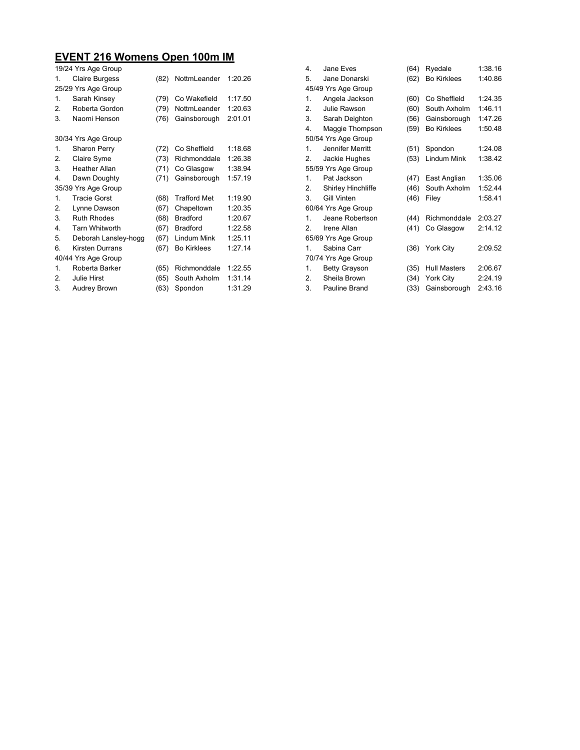## EVENT 216 Womens Open 100m IM

| | | | | |
|---|---|---|---|---|
| 19/24 Yrs Age Group | | | | |
| 1. | Claire Burgess | (82) | NottmLeander | 1:20.26 |
| 25/29 Yrs Age Group | | | | |
| 1. | Sarah Kinsey | (79) | Co Wakefield | 1:17.50 |
| 2. | Roberta Gordon | (79) | NottmLeander | 1:20.63 |
| 3. | Naomi Henson | (76) | Gainsborough | 2:01.01 |
| 30/34 Yrs Age Group | | | | |
| 1. | Sharon Perry | (72) | Co Sheffield | 1:18.68 |
| 2. | Claire Syme | (73) | Richmonddale | 1:26.38 |
| 3. | Heather Allan | (71) | Co Glasgow | 1:38.94 |
| 4. | Dawn Doughty | (71) | Gainsborough | 1:57.19 |
| 35/39 Yrs Age Group | | | | |
| 1. | Tracie Gorst | (68) | Trafford Met | 1:19.90 |
| 2. | Lynne Dawson | (67) | Chapeltown | 1:20.35 |
| 3. | Ruth Rhodes | (68) | Bradford | 1:20.67 |
| 4. | Tarn Whitworth | (67) | Bradford | 1:22.58 |
| 5. | Deborah Lansley-hogg | (67) | Lindum Mink | 1:25.11 |
| 6. | Kirsten Durrans | (67) | Bo Kirklees | 1:27.14 |
| 40/44 Yrs Age Group | | | | |
| 1. | Roberta Barker | (65) | Richmonddale | 1:22.55 |
| 2. | Julie Hirst | (65) | South Axholm | 1:31.14 |
| 3. | Audrey Brown | (63) | Spondon | 1:31.29 |
| 4. | Jane Eves | (64) | Ryedale | 1:38.16 |
| 5. | Jane Donarski | (62) | Bo Kirklees | 1:40.86 |
| 45/49 Yrs Age Group | | | | |
| 1. | Angela Jackson | (60) | Co Sheffield | 1:24.35 |
| 2. | Julie Rawson | (60) | South Axholm | 1:46.11 |
| 3. | Sarah Deighton | (56) | Gainsborough | 1:47.26 |
| 4. | Maggie Thompson | (59) | Bo Kirklees | 1:50.48 |
| 50/54 Yrs Age Group | | | | |
| 1. | Jennifer Merritt | (51) | Spondon | 1:24.08 |
| 2. | Jackie Hughes | (53) | Lindum Mink | 1:38.42 |
| 55/59 Yrs Age Group | | | | |
| 1. | Pat Jackson | (47) | East Anglian | 1:35.06 |
| 2. | Shirley Hinchliffe | (46) | South Axholm | 1:52.44 |
| 3. | Gill Vinten | (46) | Filey | 1:58.41 |
| 60/64 Yrs Age Group | | | | |
| 1. | Jeane Robertson | (44) | Richmonddale | 2:03.27 |
| 2. | Irene Allan | (41) | Co Glasgow | 2:14.12 |
| 65/69 Yrs Age Group | | | | |
| 1. | Sabina Carr | (36) | York City | 2:09.52 |
| 70/74 Yrs Age Group | | | | |
| 1. | Betty Grayson | (35) | Hull Masters | 2:06.67 |
| 2. | Sheila Brown | (34) | York City | 2:24.19 |
| 3. | Pauline Brand | (33) | Gainsborough | 2:43.16 |